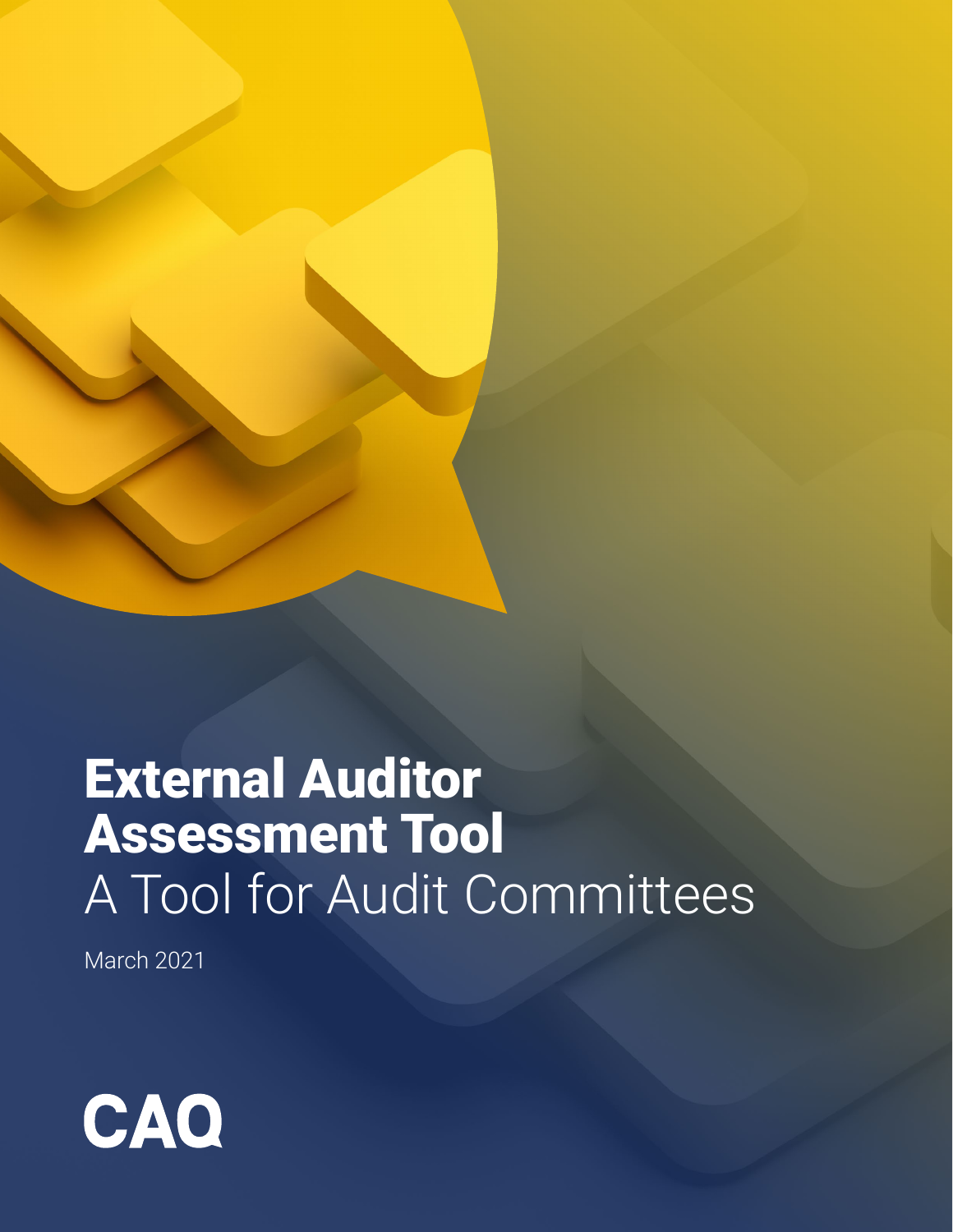# External Auditor Assessment Tool

## A Tool for Audit Committees

March 2021

CAQ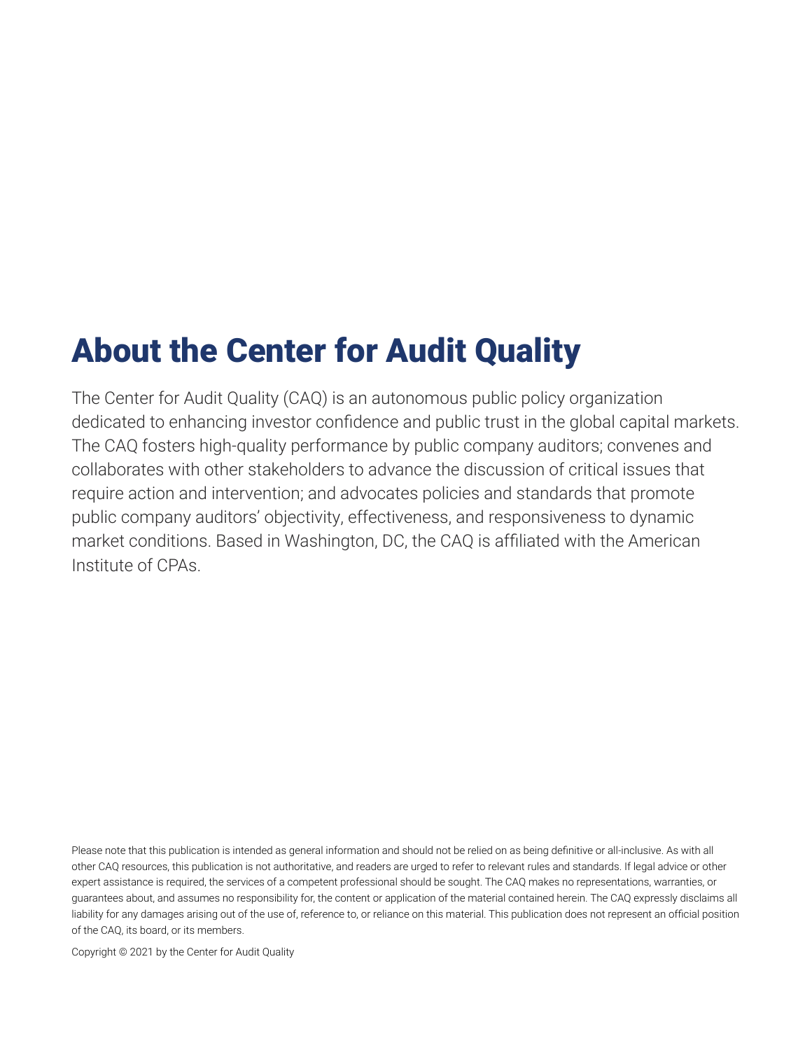# About the Center for Audit Quality

The Center for Audit Quality (CAQ) is an autonomous public policy organization dedicated to enhancing investor confidence and public trust in the global capital markets. The CAQ fosters high-quality performance by public company auditors; convenes and collaborates with other stakeholders to advance the discussion of critical issues that require action and intervention; and advocates policies and standards that promote public company auditors' objectivity, effectiveness, and responsiveness to dynamic market conditions. Based in Washington, DC, the CAQ is affiliated with the American Institute of CPAs.

Please note that this publication is intended as general information and should not be relied on as being definitive or all-inclusive. As with all other CAQ resources, this publication is not authoritative, and readers are urged to refer to relevant rules and standards. If legal advice or other expert assistance is required, the services of a competent professional should be sought. The CAQ makes no representations, warranties, or guarantees about, and assumes no responsibility for, the content or application of the material contained herein. The CAQ expressly disclaims all liability for any damages arising out of the use of, reference to, or reliance on this material. This publication does not represent an official position of the CAQ, its board, or its members.

Copyright © 2021 by the Center for Audit Quality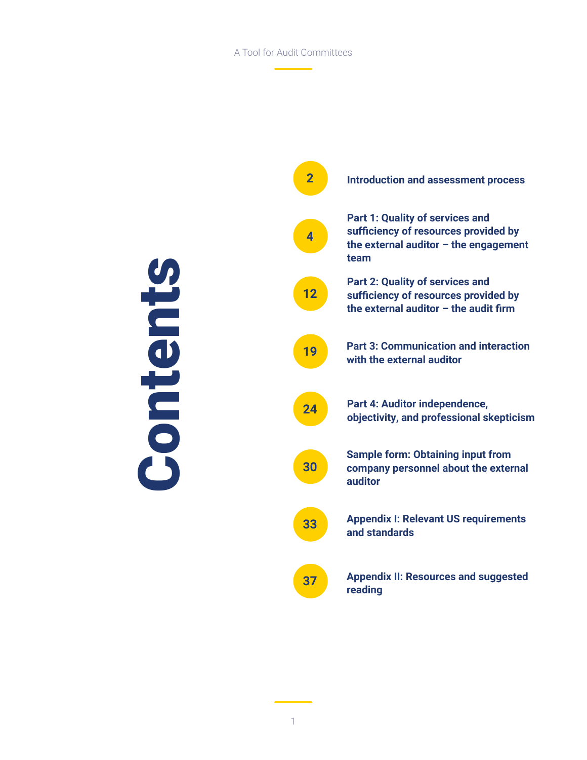# Contents

| Page | Section |
|---|---|
| 2 | Introduction and assessment process |
| 4 | Part 1: Quality of services and sufficiency of resources provided by the external auditor – the engagement team |
| 12 | Part 2: Quality of services and sufficiency of resources provided by the external auditor – the audit firm |
| 19 | Part 3: Communication and interaction with the external auditor |
| 24 | Part 4: Auditor independence, objectivity, and professional skepticism |
| 30 | Sample form: Obtaining input from company personnel about the external auditor |
| 33 | Appendix I: Relevant US requirements and standards |
| 37 | Appendix II: Resources and suggested reading |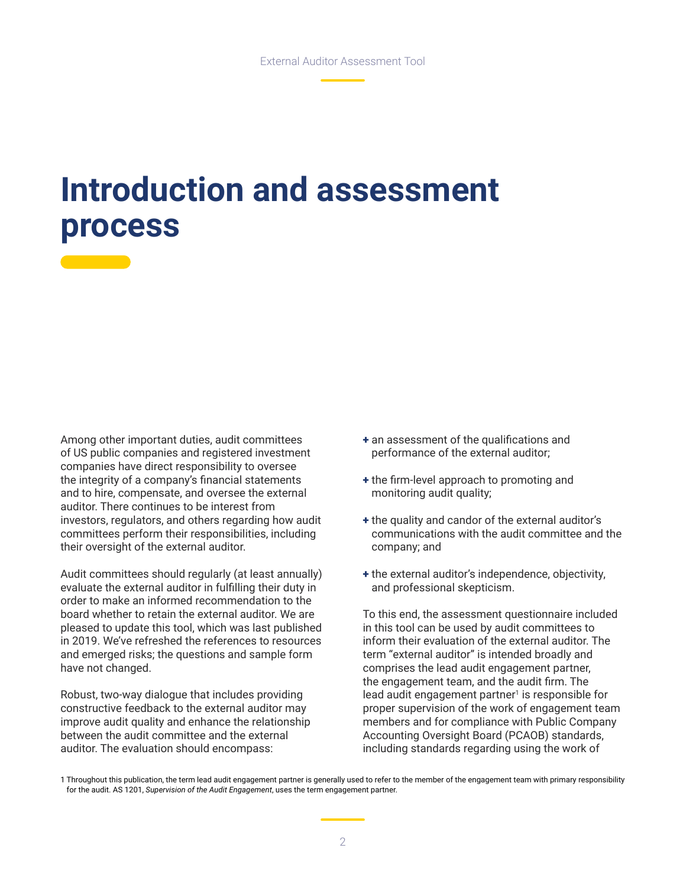# Introduction and assessment process

Among other important duties, audit committees of US public companies and registered investment companies have direct responsibility to oversee the integrity of a company's financial statements and to hire, compensate, and oversee the external auditor. There continues to be interest from investors, regulators, and others regarding how audit committees perform their responsibilities, including their oversight of the external auditor.

Audit committees should regularly (at least annually) evaluate the external auditor in fulfilling their duty in order to make an informed recommendation to the board whether to retain the external auditor. We are pleased to update this tool, which was last published in 2019. We've refreshed the references to resources and emerged risks; the questions and sample form have not changed.

Robust, two-way dialogue that includes providing constructive feedback to the external auditor may improve audit quality and enhance the relationship between the audit committee and the external auditor. The evaluation should encompass:

- an assessment of the qualifications and performance of the external auditor;
- the firm-level approach to promoting and monitoring audit quality;
- the quality and candor of the external auditor's communications with the audit committee and the company; and
- the external auditor's independence, objectivity, and professional skepticism.

To this end, the assessment questionnaire included in this tool can be used by audit committees to inform their evaluation of the external auditor. The term "external auditor" is intended broadly and comprises the lead audit engagement partner, the engagement team, and the audit firm. The lead audit engagement partner[1] is responsible for proper supervision of the work of engagement team members and for compliance with Public Company Accounting Oversight Board (PCAOB) standards, including standards regarding using the work of

1 Throughout this publication, the term lead audit engagement partner is generally used to refer to the member of the engagement team with primary responsibility for the audit. AS 1201, *Supervision of the Audit Engagement*, uses the term engagement partner.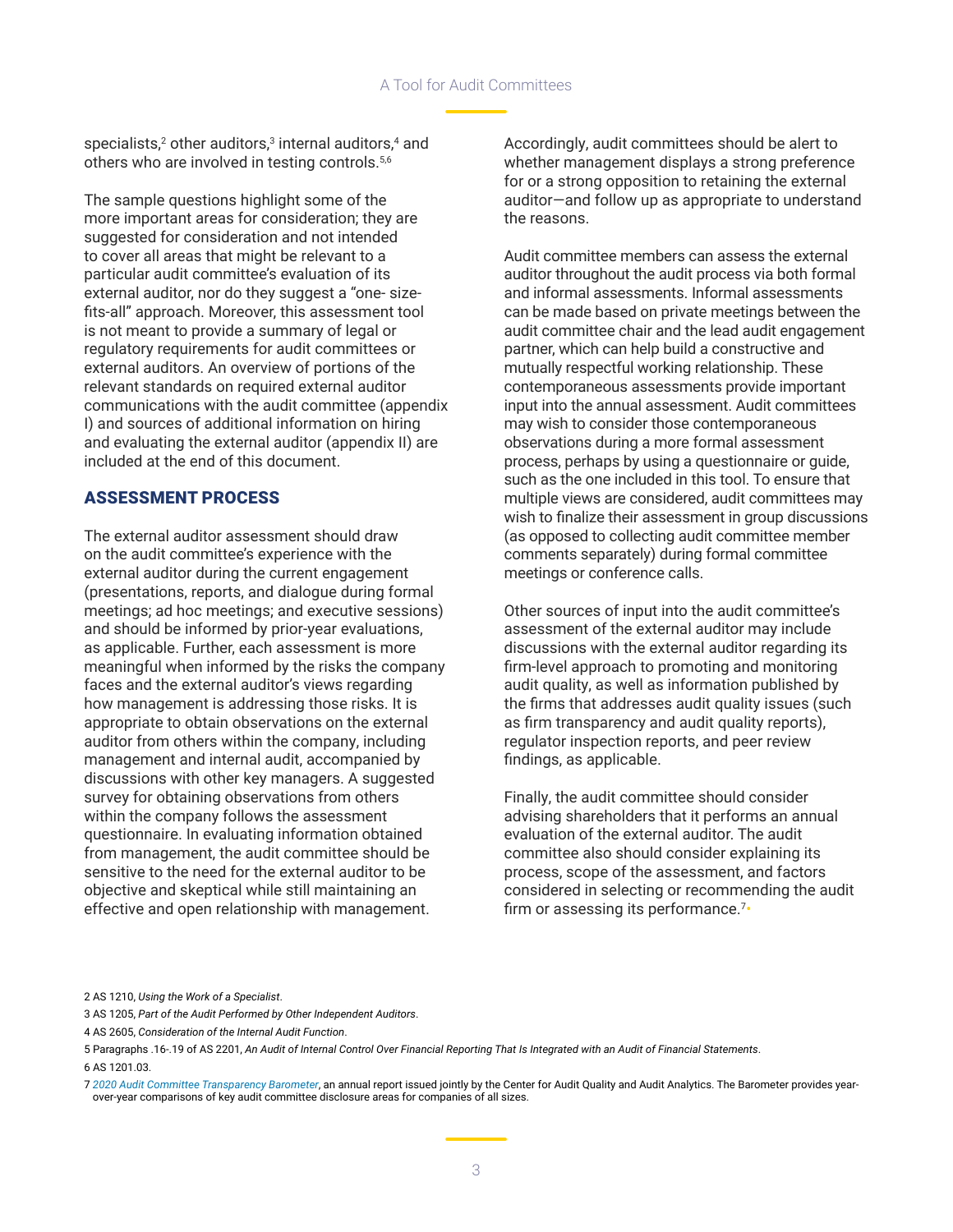specialists,[2] other auditors,[3] internal auditors,[4] and others who are involved in testing controls.[5,6]

The sample questions highlight some of the more important areas for consideration; they are suggested for consideration and not intended to cover all areas that might be relevant to a particular audit committee's evaluation of its external auditor, nor do they suggest a "one- size-fits-all" approach. Moreover, this assessment tool is not meant to provide a summary of legal or regulatory requirements for audit committees or external auditors. An overview of portions of the relevant standards on required external auditor communications with the audit committee (appendix I) and sources of additional information on hiring and evaluating the external auditor (appendix II) are included at the end of this document.

## ASSESSMENT PROCESS

The external auditor assessment should draw on the audit committee's experience with the external auditor during the current engagement (presentations, reports, and dialogue during formal meetings; ad hoc meetings; and executive sessions) and should be informed by prior-year evaluations, as applicable. Further, each assessment is more meaningful when informed by the risks the company faces and the external auditor's views regarding how management is addressing those risks. It is appropriate to obtain observations on the external auditor from others within the company, including management and internal audit, accompanied by discussions with other key managers. A suggested survey for obtaining observations from others within the company follows the assessment questionnaire. In evaluating information obtained from management, the audit committee should be sensitive to the need for the external auditor to be objective and skeptical while still maintaining an effective and open relationship with management.

Accordingly, audit committees should be alert to whether management displays a strong preference for or a strong opposition to retaining the external auditor—and follow up as appropriate to understand the reasons.

Audit committee members can assess the external auditor throughout the audit process via both formal and informal assessments. Informal assessments can be made based on private meetings between the audit committee chair and the lead audit engagement partner, which can help build a constructive and mutually respectful working relationship. These contemporaneous assessments provide important input into the annual assessment. Audit committees may wish to consider those contemporaneous observations during a more formal assessment process, perhaps by using a questionnaire or guide, such as the one included in this tool. To ensure that multiple views are considered, audit committees may wish to finalize their assessment in group discussions (as opposed to collecting audit committee member comments separately) during formal committee meetings or conference calls.

Other sources of input into the audit committee's assessment of the external auditor may include discussions with the external auditor regarding its firm-level approach to promoting and monitoring audit quality, as well as information published by the firms that addresses audit quality issues (such as firm transparency and audit quality reports), regulator inspection reports, and peer review findings, as applicable.

Finally, the audit committee should consider advising shareholders that it performs an annual evaluation of the external auditor. The audit committee also should consider explaining its process, scope of the assessment, and factors considered in selecting or recommending the audit firm or assessing its performance.[7]

---

2 AS 1210, *Using the Work of a Specialist*.

3 AS 1205, *Part of the Audit Performed by Other Independent Auditors*.

4 AS 2605, *Consideration of the Internal Audit Function*.

5 Paragraphs .16-.19 of AS 2201, *An Audit of Internal Control Over Financial Reporting That Is Integrated with an Audit of Financial Statements*.

6 AS 1201.03.

7 *2020 Audit Committee Transparency Barometer*, an annual report issued jointly by the Center for Audit Quality and Audit Analytics. The Barometer provides year-over-year comparisons of key audit committee disclosure areas for companies of all sizes.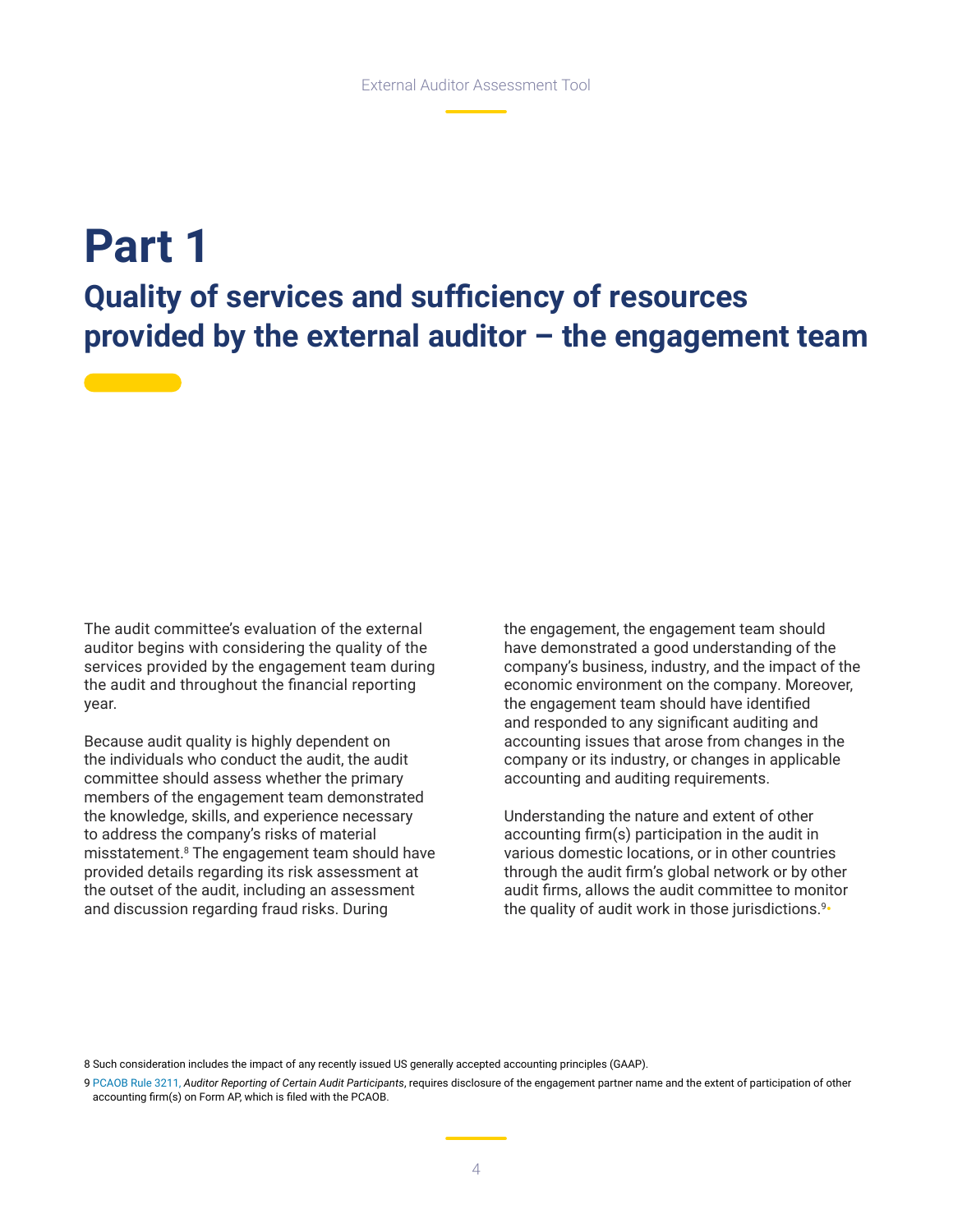# Part 1

## Quality of services and sufficiency of resources provided by the external auditor – the engagement team

The audit committee's evaluation of the external auditor begins with considering the quality of the services provided by the engagement team during the audit and throughout the financial reporting year.

Because audit quality is highly dependent on the individuals who conduct the audit, the audit committee should assess whether the primary members of the engagement team demonstrated the knowledge, skills, and experience necessary to address the company's risks of material misstatement.[8] The engagement team should have provided details regarding its risk assessment at the outset of the audit, including an assessment and discussion regarding fraud risks. During the engagement, the engagement team should have demonstrated a good understanding of the company's business, industry, and the impact of the economic environment on the company. Moreover, the engagement team should have identified and responded to any significant auditing and accounting issues that arose from changes in the company or its industry, or changes in applicable accounting and auditing requirements.

Understanding the nature and extent of other accounting firm(s) participation in the audit in various domestic locations, or in other countries through the audit firm's global network or by other audit firms, allows the audit committee to monitor the quality of audit work in those jurisdictions.[9]

8 Such consideration includes the impact of any recently issued US generally accepted accounting principles (GAAP).

9 PCAOB Rule 3211, *Auditor Reporting of Certain Audit Participants*, requires disclosure of the engagement partner name and the extent of participation of other accounting firm(s) on Form AP, which is filed with the PCAOB.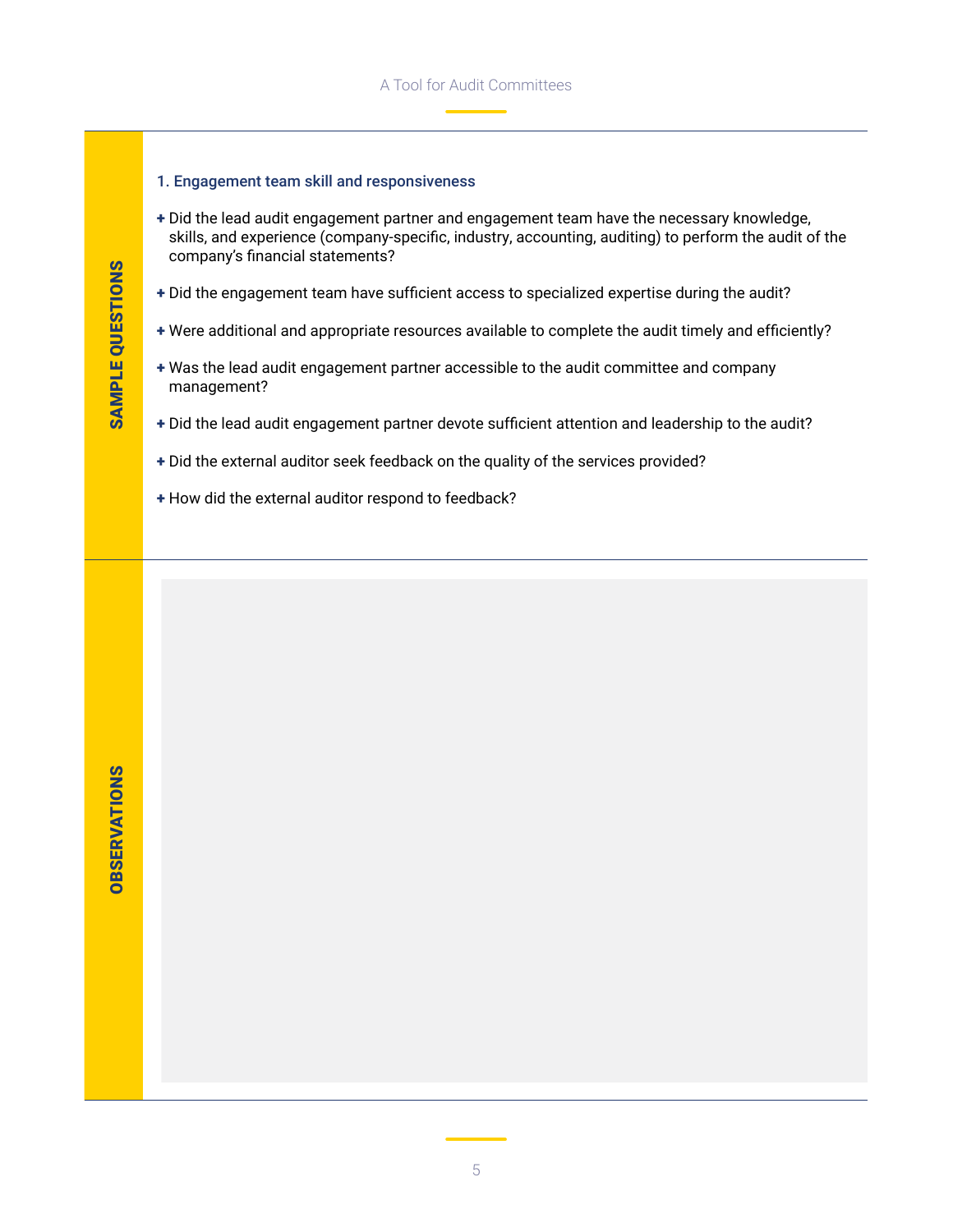**SAMPLE QUESTIONS**

### 1. Engagement team skill and responsiveness

- Did the lead audit engagement partner and engagement team have the necessary knowledge, skills, and experience (company-specific, industry, accounting, auditing) to perform the audit of the company's financial statements?
- Did the engagement team have sufficient access to specialized expertise during the audit?
- Were additional and appropriate resources available to complete the audit timely and efficiently?
- Was the lead audit engagement partner accessible to the audit committee and company management?
- Did the lead audit engagement partner devote sufficient attention and leadership to the audit?
- Did the external auditor seek feedback on the quality of the services provided?
- How did the external auditor respond to feedback?

**OBSERVATIONS**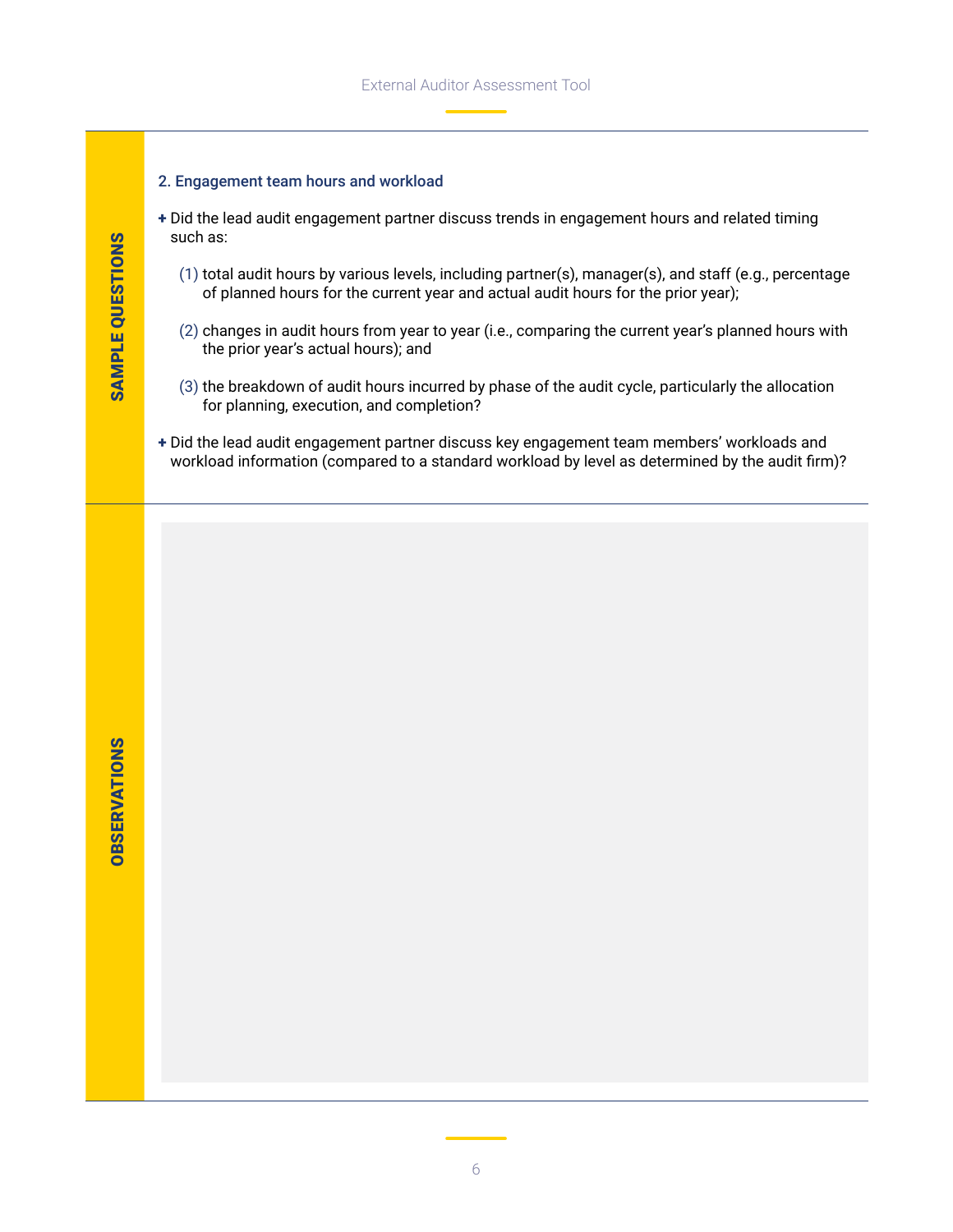**SAMPLE QUESTIONS**

### 2. Engagement team hours and workload

+ Did the lead audit engagement partner discuss trends in engagement hours and related timing such as:

  (1) total audit hours by various levels, including partner(s), manager(s), and staff (e.g., percentage of planned hours for the current year and actual audit hours for the prior year);

  (2) changes in audit hours from year to year (i.e., comparing the current year's planned hours with the prior year's actual hours); and

  (3) the breakdown of audit hours incurred by phase of the audit cycle, particularly the allocation for planning, execution, and completion?

+ Did the lead audit engagement partner discuss key engagement team members' workloads and workload information (compared to a standard workload by level as determined by the audit firm)?

**OBSERVATIONS**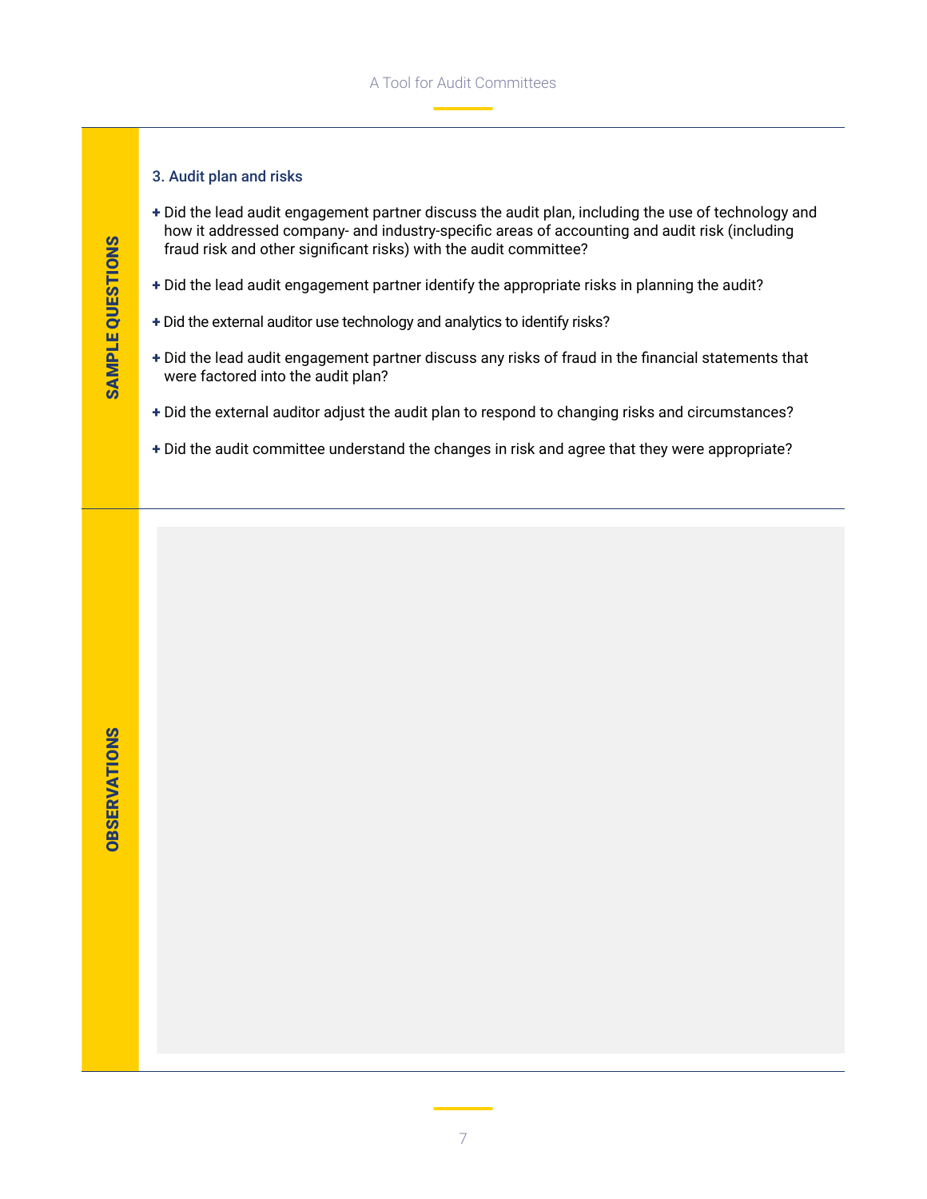**SAMPLE QUESTIONS**

### 3. Audit plan and risks

- Did the lead audit engagement partner discuss the audit plan, including the use of technology and how it addressed company- and industry-specific areas of accounting and audit risk (including fraud risk and other significant risks) with the audit committee?
- Did the lead audit engagement partner identify the appropriate risks in planning the audit?
- Did the external auditor use technology and analytics to identify risks?
- Did the lead audit engagement partner discuss any risks of fraud in the financial statements that were factored into the audit plan?
- Did the external auditor adjust the audit plan to respond to changing risks and circumstances?
- Did the audit committee understand the changes in risk and agree that they were appropriate?

**OBSERVATIONS**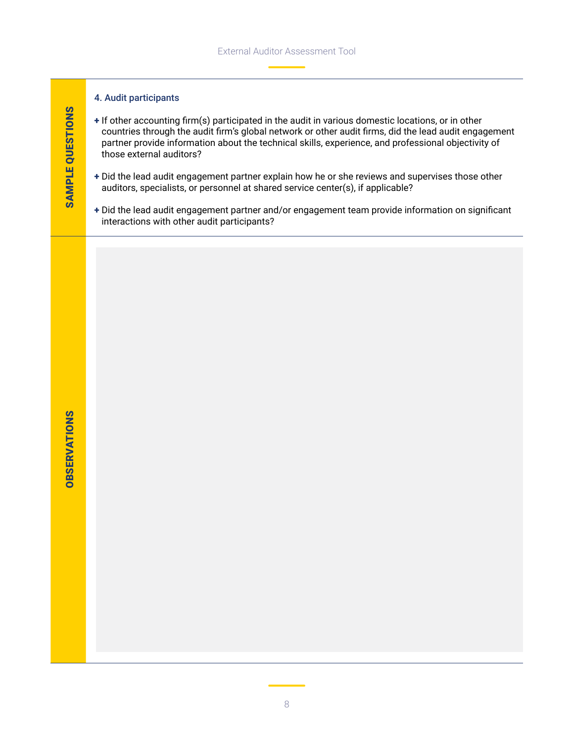**SAMPLE QUESTIONS**

### 4. Audit participants

- If other accounting firm(s) participated in the audit in various domestic locations, or in other countries through the audit firm's global network or other audit firms, did the lead audit engagement partner provide information about the technical skills, experience, and professional objectivity of those external auditors?
- Did the lead audit engagement partner explain how he or she reviews and supervises those other auditors, specialists, or personnel at shared service center(s), if applicable?
- Did the lead audit engagement partner and/or engagement team provide information on significant interactions with other audit participants?

**OBSERVATIONS**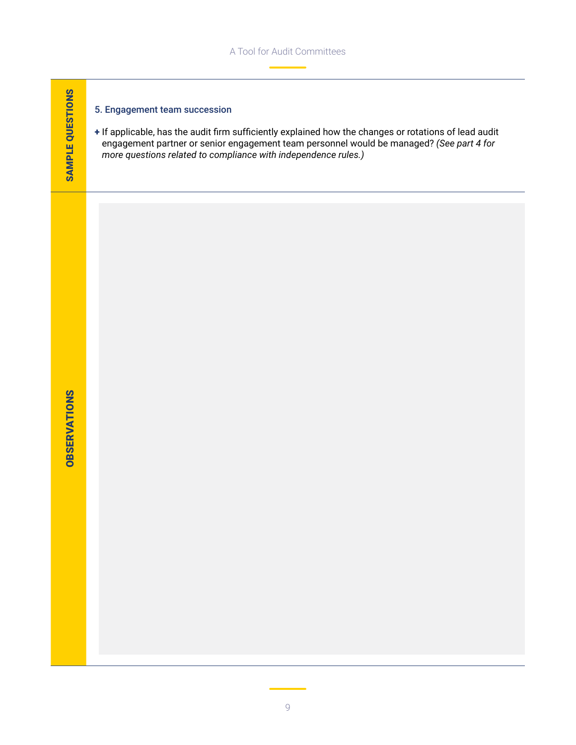**SAMPLE QUESTIONS**

### 5. Engagement team succession

+ If applicable, has the audit firm sufficiently explained how the changes or rotations of lead audit engagement partner or senior engagement team personnel would be managed? *(See part 4 for more questions related to compliance with independence rules.)*

**OBSERVATIONS**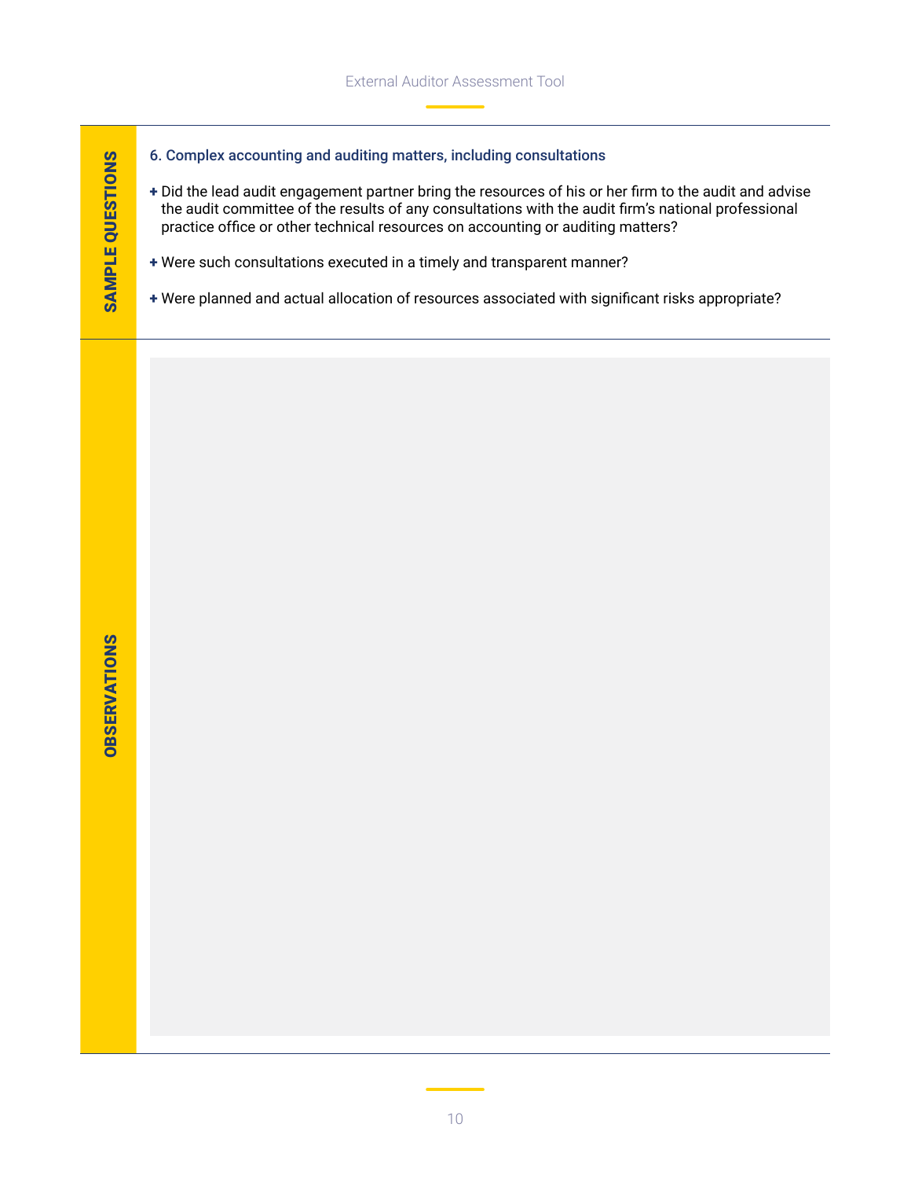**SAMPLE QUESTIONS**

### 6. Complex accounting and auditing matters, including consultations

- Did the lead audit engagement partner bring the resources of his or her firm to the audit and advise the audit committee of the results of any consultations with the audit firm's national professional practice office or other technical resources on accounting or auditing matters?
- Were such consultations executed in a timely and transparent manner?
- Were planned and actual allocation of resources associated with significant risks appropriate?

**OBSERVATIONS**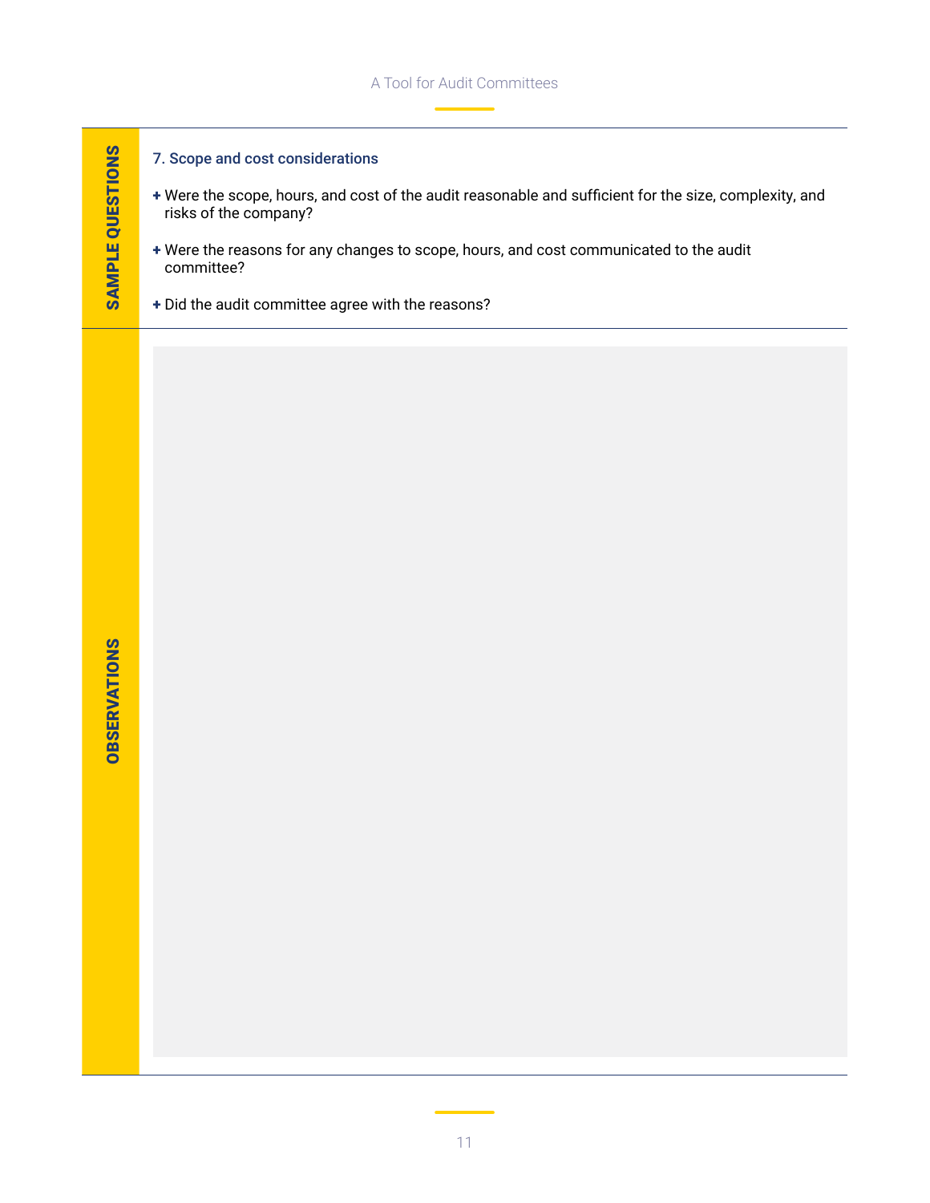**SAMPLE QUESTIONS**

### 7. Scope and cost considerations

+ Were the scope, hours, and cost of the audit reasonable and sufficient for the size, complexity, and risks of the company?
+ Were the reasons for any changes to scope, hours, and cost communicated to the audit committee?
+ Did the audit committee agree with the reasons?

**OBSERVATIONS**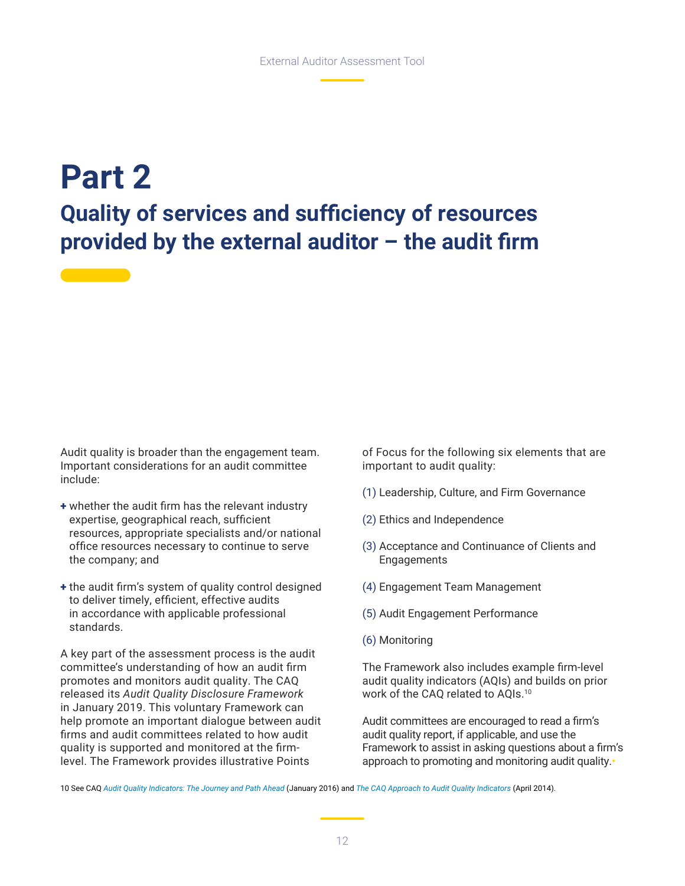# Part 2

## Quality of services and sufficiency of resources provided by the external auditor – the audit firm

Audit quality is broader than the engagement team. Important considerations for an audit committee include:

+ whether the audit firm has the relevant industry expertise, geographical reach, sufficient resources, appropriate specialists and/or national office resources necessary to continue to serve the company; and
+ the audit firm's system of quality control designed to deliver timely, efficient, effective audits in accordance with applicable professional standards.

A key part of the assessment process is the audit committee's understanding of how an audit firm promotes and monitors audit quality. The CAQ released its *Audit Quality Disclosure Framework* in January 2019. This voluntary Framework can help promote an important dialogue between audit firms and audit committees related to how audit quality is supported and monitored at the firm-level. The Framework provides illustrative Points of Focus for the following six elements that are important to audit quality:

(1) Leadership, Culture, and Firm Governance

(2) Ethics and Independence

(3) Acceptance and Continuance of Clients and Engagements

(4) Engagement Team Management

(5) Audit Engagement Performance

(6) Monitoring

The Framework also includes example firm-level audit quality indicators (AQIs) and builds on prior work of the CAQ related to AQIs.[10]

Audit committees are encouraged to read a firm's audit quality report, if applicable, and use the Framework to assist in asking questions about a firm's approach to promoting and monitoring audit quality.

10 See CAQ *Audit Quality Indicators: The Journey and Path Ahead* (January 2016) and *The CAQ Approach to Audit Quality Indicators* (April 2014).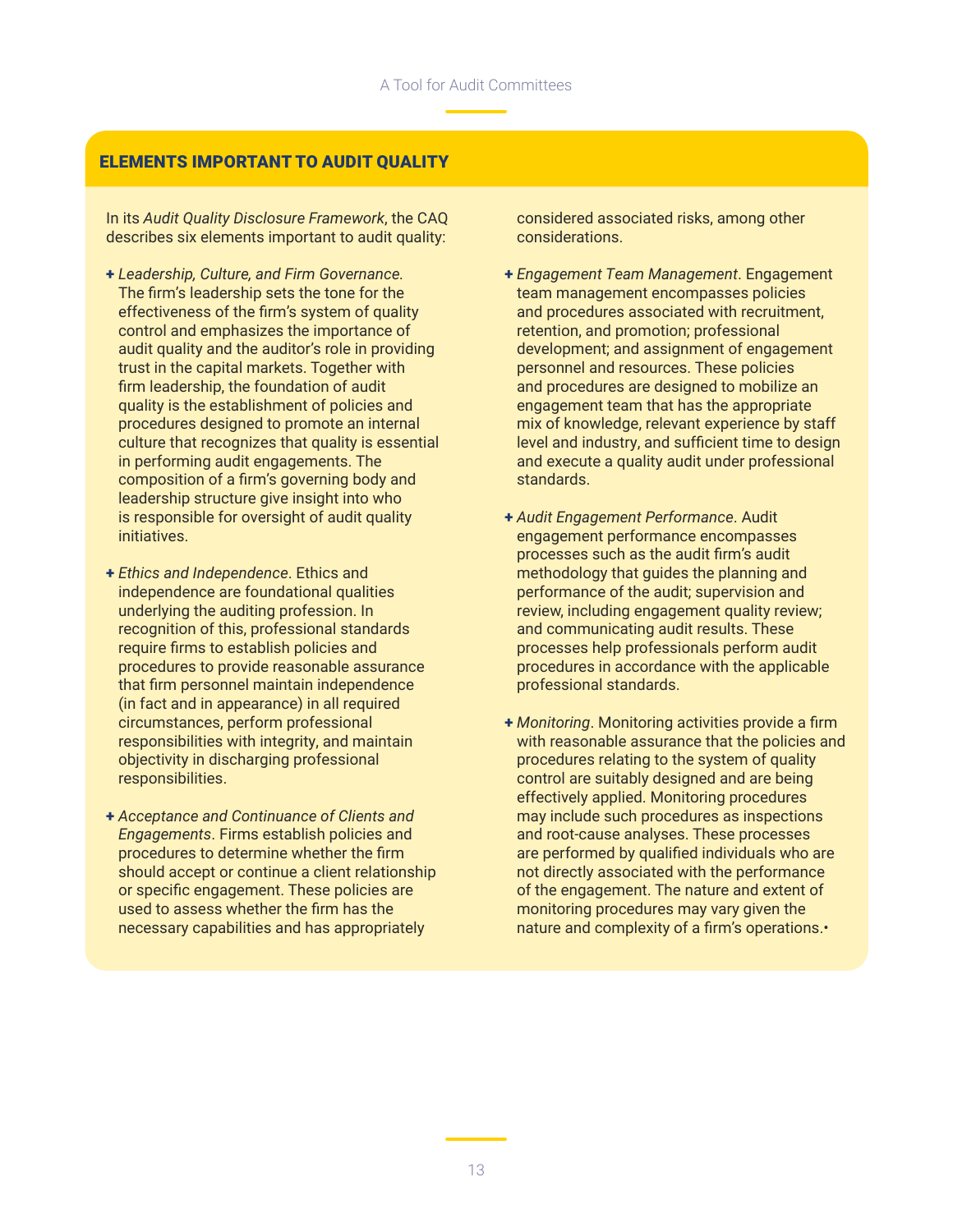## ELEMENTS IMPORTANT TO AUDIT QUALITY

In its *Audit Quality Disclosure Framework*, the CAQ describes six elements important to audit quality:

- *Leadership, Culture, and Firm Governance.* The firm's leadership sets the tone for the effectiveness of the firm's system of quality control and emphasizes the importance of audit quality and the auditor's role in providing trust in the capital markets. Together with firm leadership, the foundation of audit quality is the establishment of policies and procedures designed to promote an internal culture that recognizes that quality is essential in performing audit engagements. The composition of a firm's governing body and leadership structure give insight into who is responsible for oversight of audit quality initiatives.
- *Ethics and Independence*. Ethics and independence are foundational qualities underlying the auditing profession. In recognition of this, professional standards require firms to establish policies and procedures to provide reasonable assurance that firm personnel maintain independence (in fact and in appearance) in all required circumstances, perform professional responsibilities with integrity, and maintain objectivity in discharging professional responsibilities.
- *Acceptance and Continuance of Clients and Engagements*. Firms establish policies and procedures to determine whether the firm should accept or continue a client relationship or specific engagement. These policies are used to assess whether the firm has the necessary capabilities and has appropriately considered associated risks, among other considerations.
- *Engagement Team Management*. Engagement team management encompasses policies and procedures associated with recruitment, retention, and promotion; professional development; and assignment of engagement personnel and resources. These policies and procedures are designed to mobilize an engagement team that has the appropriate mix of knowledge, relevant experience by staff level and industry, and sufficient time to design and execute a quality audit under professional standards.
- *Audit Engagement Performance*. Audit engagement performance encompasses processes such as the audit firm's audit methodology that guides the planning and performance of the audit; supervision and review, including engagement quality review; and communicating audit results. These processes help professionals perform audit procedures in accordance with the applicable professional standards.
- *Monitoring*. Monitoring activities provide a firm with reasonable assurance that the policies and procedures relating to the system of quality control are suitably designed and are being effectively applied. Monitoring procedures may include such procedures as inspections and root-cause analyses. These processes are performed by qualified individuals who are not directly associated with the performance of the engagement. The nature and extent of monitoring procedures may vary given the nature and complexity of a firm's operations.•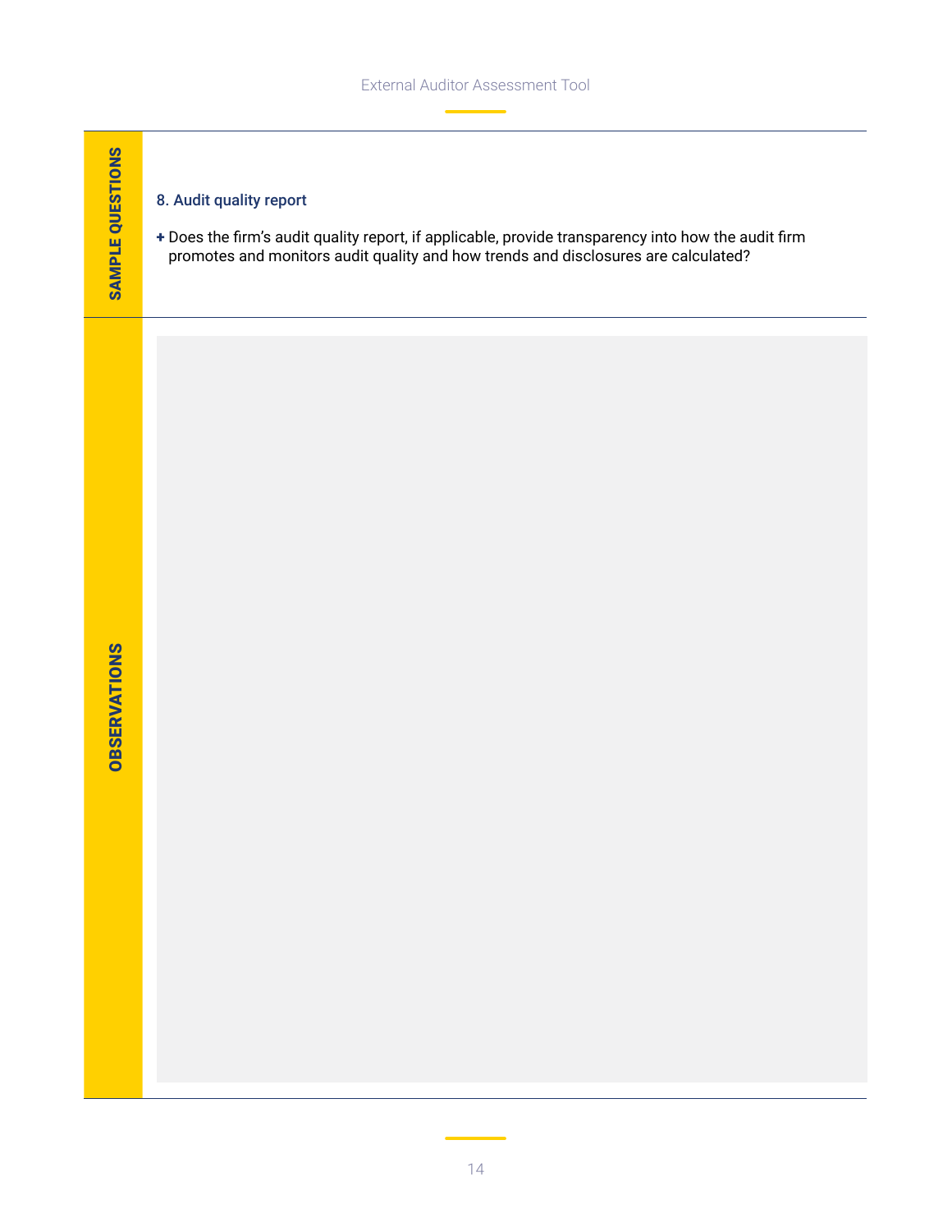**SAMPLE QUESTIONS**

### 8. Audit quality report

- Does the firm’s audit quality report, if applicable, provide transparency into how the audit firm promotes and monitors audit quality and how trends and disclosures are calculated?

**OBSERVATIONS**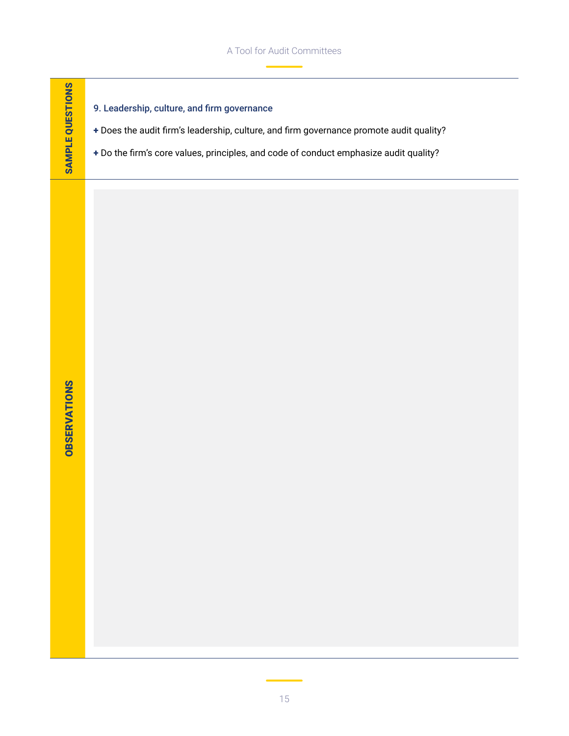SAMPLE QUESTIONS

### 9. Leadership, culture, and firm governance

+ Does the audit firm's leadership, culture, and firm governance promote audit quality?
+ Do the firm's core values, principles, and code of conduct emphasize audit quality?

OBSERVATIONS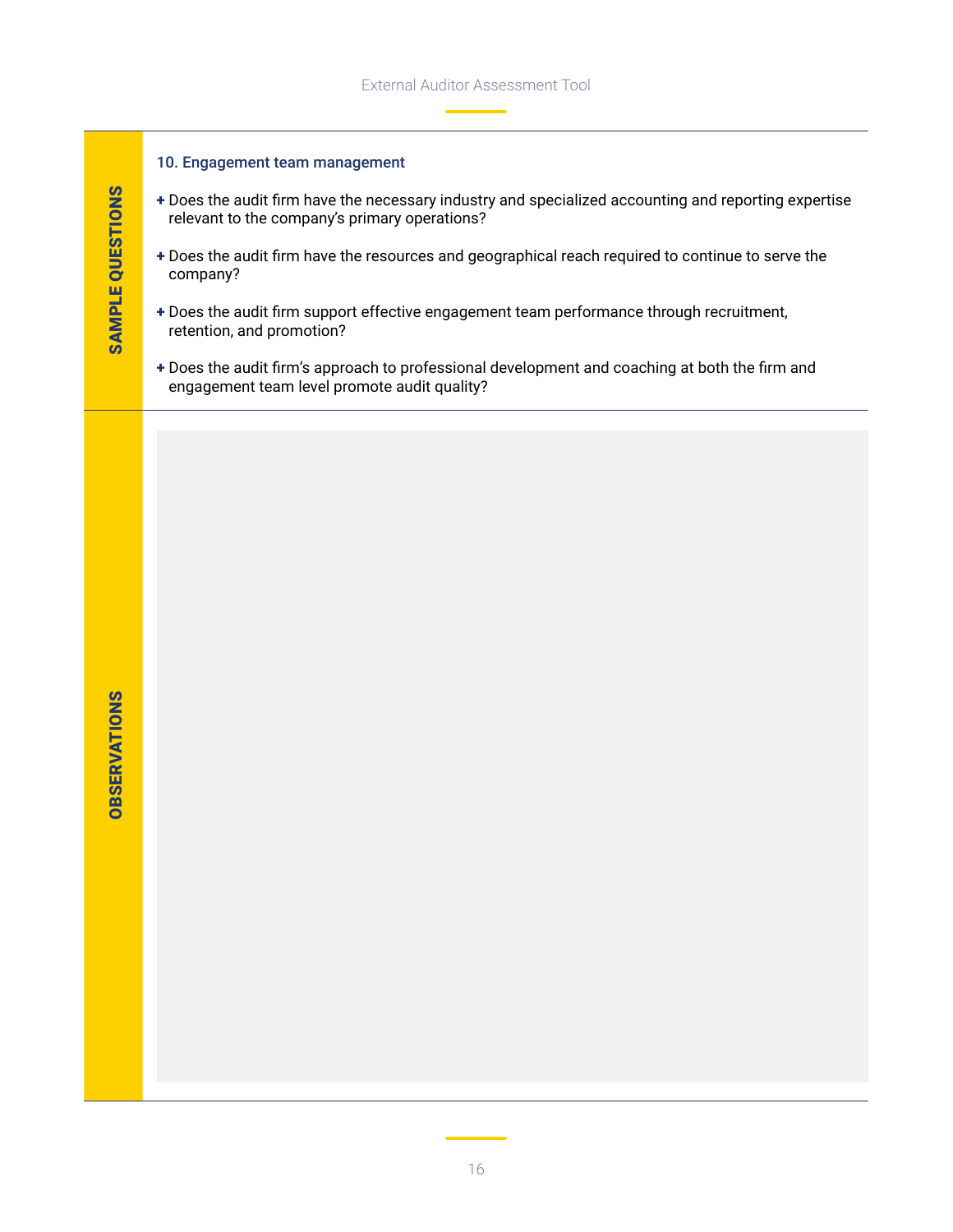**SAMPLE QUESTIONS**

### 10. Engagement team management

- Does the audit firm have the necessary industry and specialized accounting and reporting expertise relevant to the company's primary operations?
- Does the audit firm have the resources and geographical reach required to continue to serve the company?
- Does the audit firm support effective engagement team performance through recruitment, retention, and promotion?
- Does the audit firm's approach to professional development and coaching at both the firm and engagement team level promote audit quality?

**OBSERVATIONS**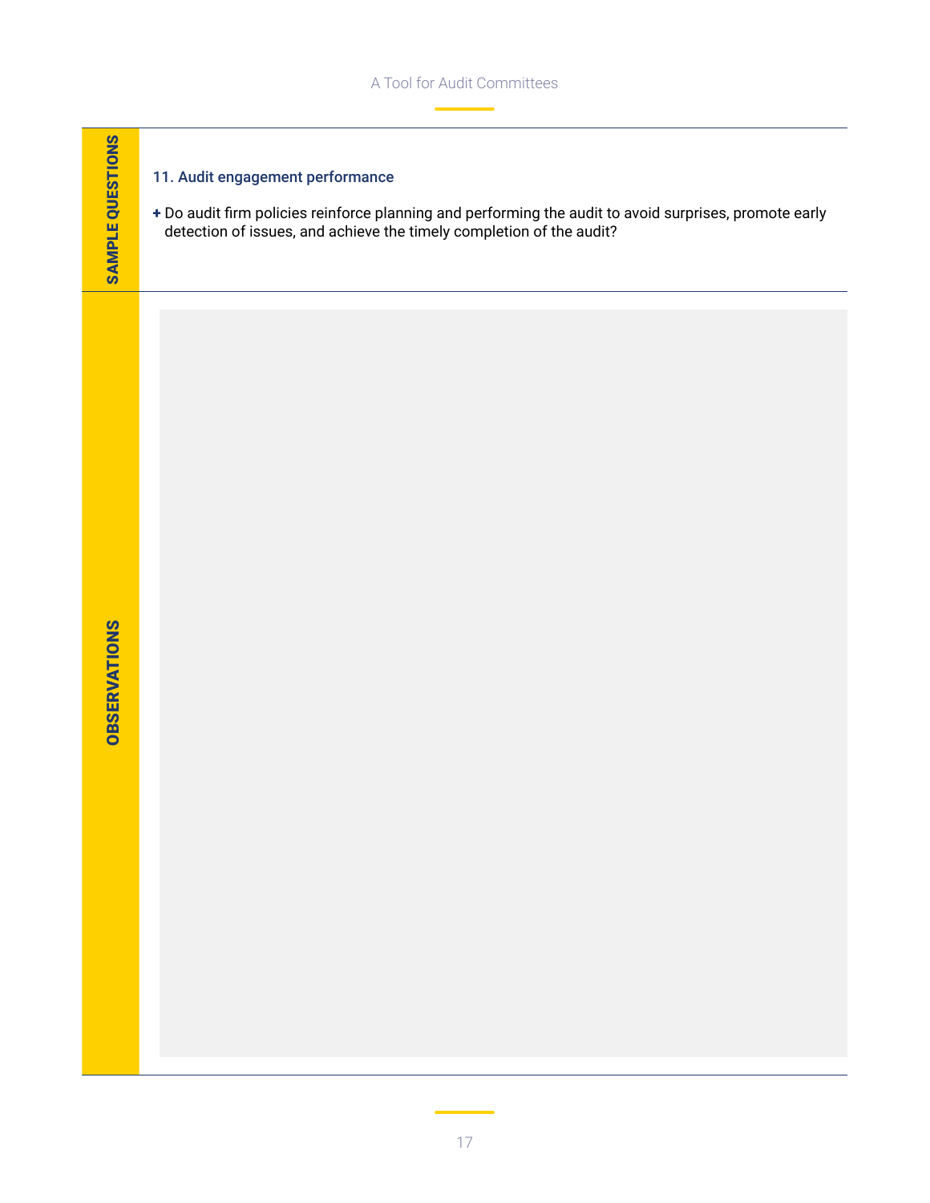**SAMPLE QUESTIONS**

### 11. Audit engagement performance

- Do audit firm policies reinforce planning and performing the audit to avoid surprises, promote early detection of issues, and achieve the timely completion of the audit?

**OBSERVATIONS**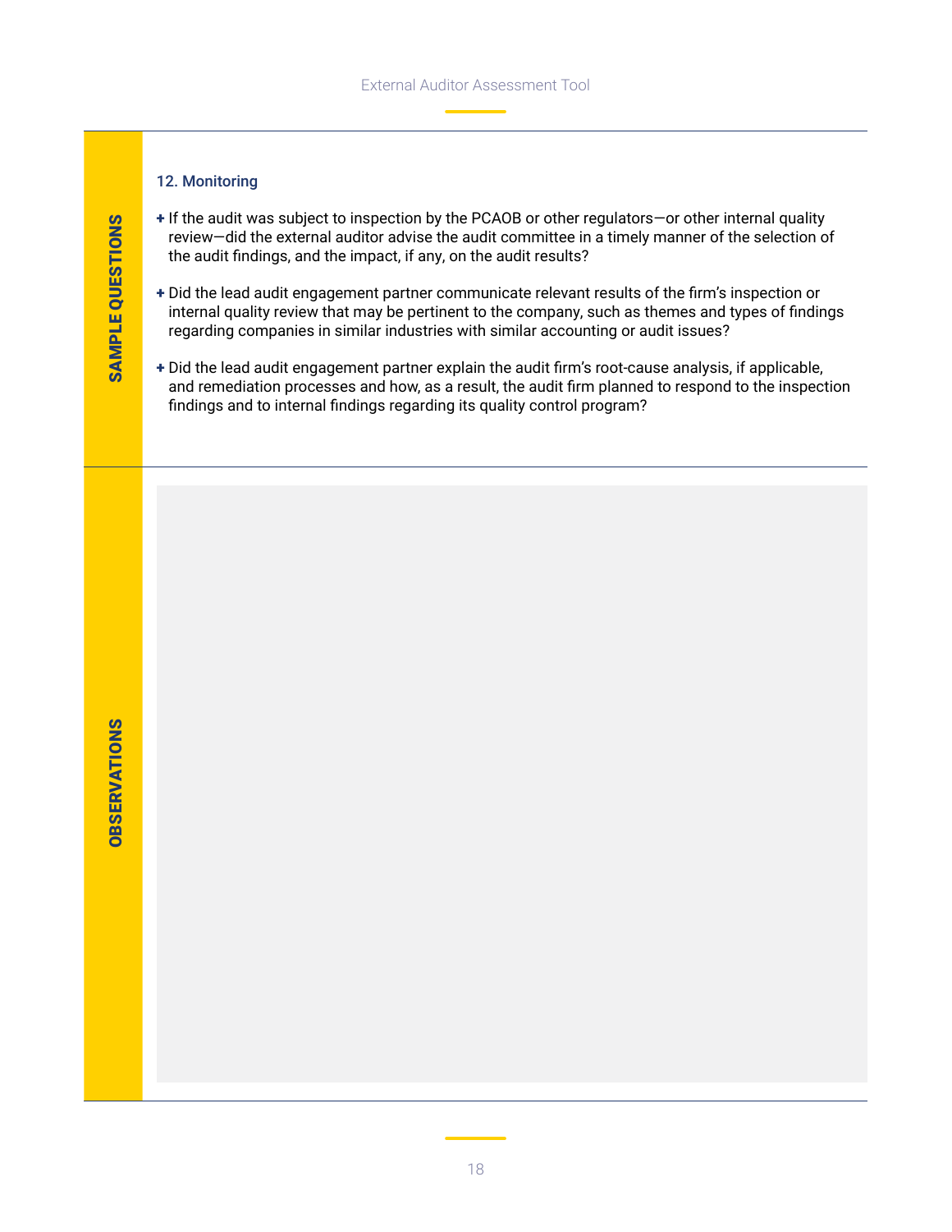**SAMPLE QUESTIONS**

### 12. Monitoring

- If the audit was subject to inspection by the PCAOB or other regulators—or other internal quality review—did the external auditor advise the audit committee in a timely manner of the selection of the audit findings, and the impact, if any, on the audit results?
- Did the lead audit engagement partner communicate relevant results of the firm's inspection or internal quality review that may be pertinent to the company, such as themes and types of findings regarding companies in similar industries with similar accounting or audit issues?
- Did the lead audit engagement partner explain the audit firm's root-cause analysis, if applicable, and remediation processes and how, as a result, the audit firm planned to respond to the inspection findings and to internal findings regarding its quality control program?

**OBSERVATIONS**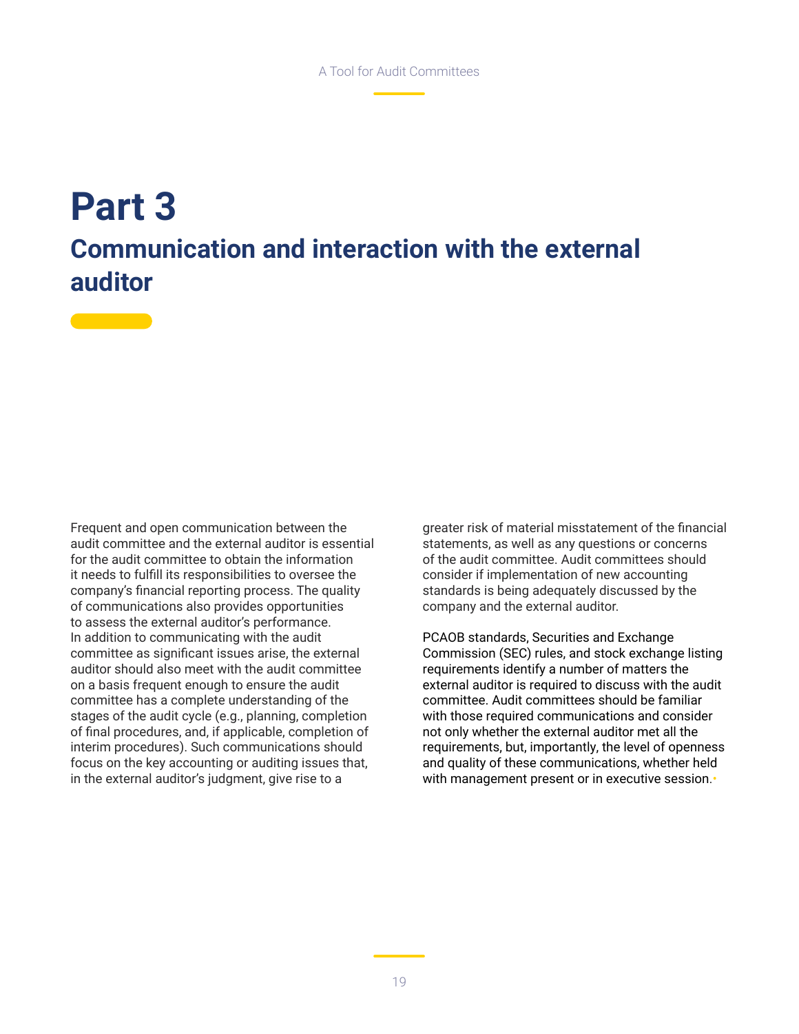# Part 3

## Communication and interaction with the external auditor

Frequent and open communication between the audit committee and the external auditor is essential for the audit committee to obtain the information it needs to fulfill its responsibilities to oversee the company's financial reporting process. The quality of communications also provides opportunities to assess the external auditor's performance. In addition to communicating with the audit committee as significant issues arise, the external auditor should also meet with the audit committee on a basis frequent enough to ensure the audit committee has a complete understanding of the stages of the audit cycle (e.g., planning, completion of final procedures, and, if applicable, completion of interim procedures). Such communications should focus on the key accounting or auditing issues that, in the external auditor's judgment, give rise to a greater risk of material misstatement of the financial statements, as well as any questions or concerns of the audit committee. Audit committees should consider if implementation of new accounting standards is being adequately discussed by the company and the external auditor.

PCAOB standards, Securities and Exchange Commission (SEC) rules, and stock exchange listing requirements identify a number of matters the external auditor is required to discuss with the audit committee. Audit committees should be familiar with those required communications and consider not only whether the external auditor met all the requirements, but, importantly, the level of openness and quality of these communications, whether held with management present or in executive session.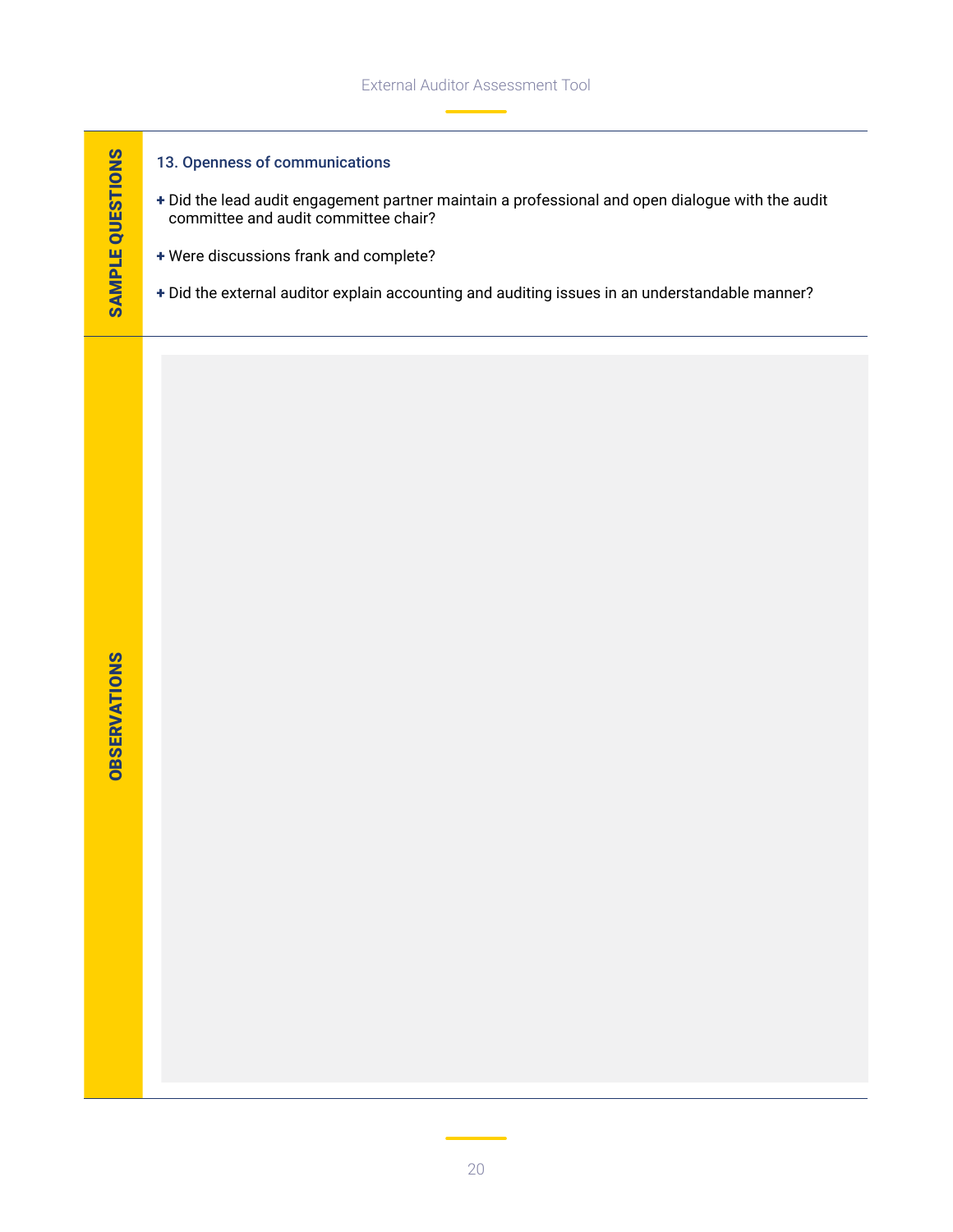**SAMPLE QUESTIONS**

### 13. Openness of communications

- Did the lead audit engagement partner maintain a professional and open dialogue with the audit committee and audit committee chair?
- Were discussions frank and complete?
- Did the external auditor explain accounting and auditing issues in an understandable manner?

**OBSERVATIONS**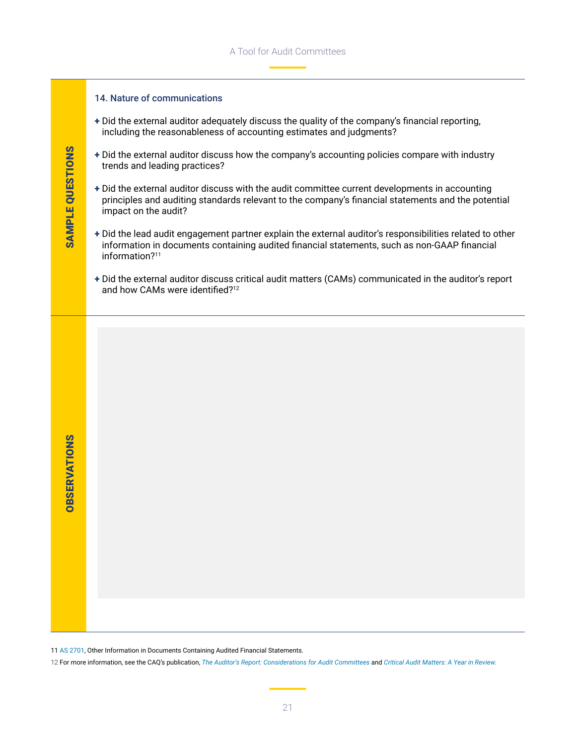**SAMPLE QUESTIONS**

### 14. Nature of communications

- Did the external auditor adequately discuss the quality of the company's financial reporting, including the reasonableness of accounting estimates and judgments?
- Did the external auditor discuss how the company's accounting policies compare with industry trends and leading practices?
- Did the external auditor discuss with the audit committee current developments in accounting principles and auditing standards relevant to the company's financial statements and the potential impact on the audit?
- Did the lead audit engagement partner explain the external auditor's responsibilities related to other information in documents containing audited financial statements, such as non-GAAP financial information?[11]
- Did the external auditor discuss critical audit matters (CAMs) communicated in the auditor's report and how CAMs were identified?[12]

**OBSERVATIONS**

---

11 AS 2701, Other Information in Documents Containing Audited Financial Statements.

12 For more information, see the CAQ's publication, *The Auditor's Report: Considerations for Audit Committees* and *Critical Audit Matters: A Year in Review.*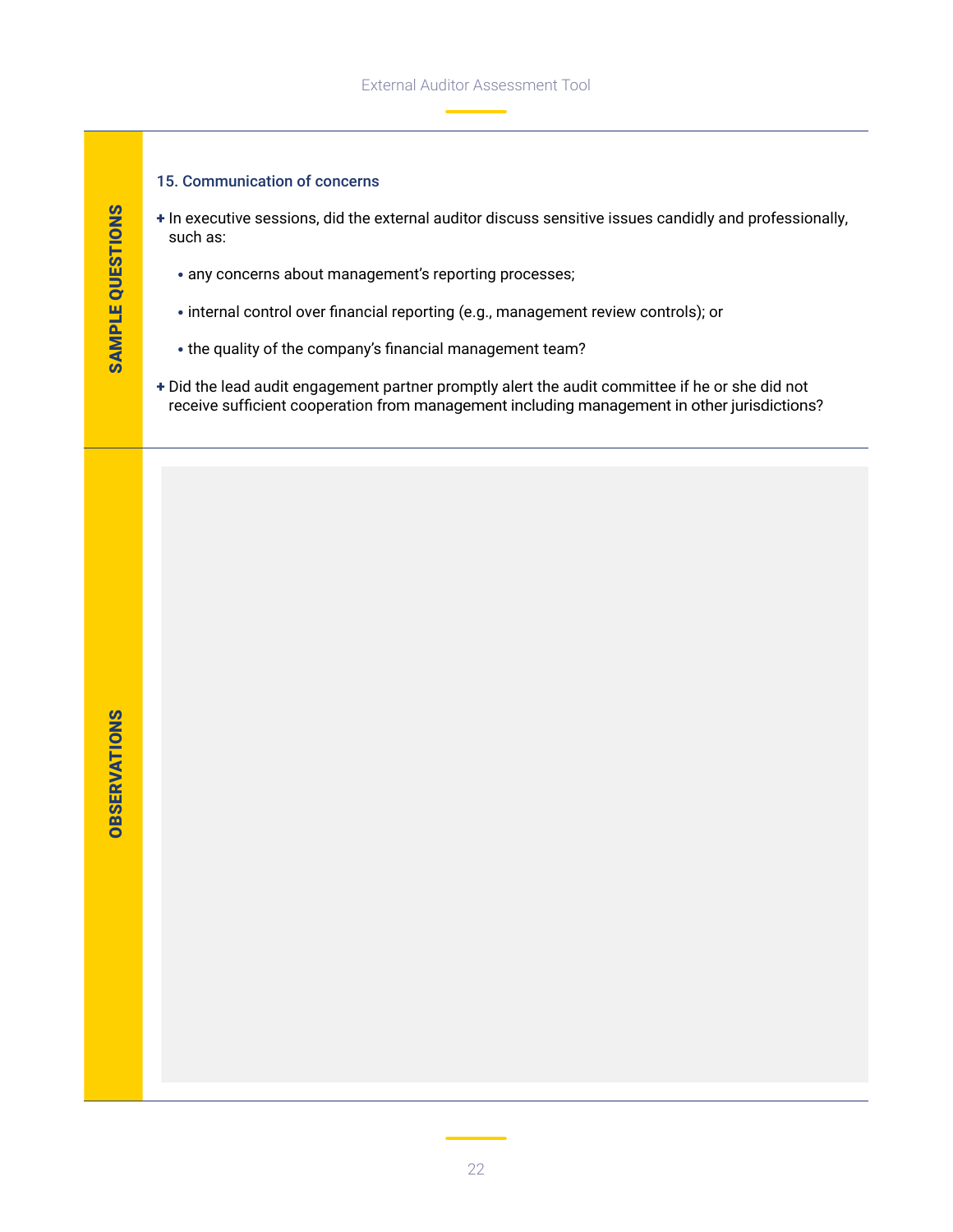**SAMPLE QUESTIONS**

### 15. Communication of concerns

- In executive sessions, did the external auditor discuss sensitive issues candidly and professionally, such as:
  - any concerns about management's reporting processes;
  - internal control over financial reporting (e.g., management review controls); or
  - the quality of the company's financial management team?
- Did the lead audit engagement partner promptly alert the audit committee if he or she did not receive sufficient cooperation from management including management in other jurisdictions?

**OBSERVATIONS**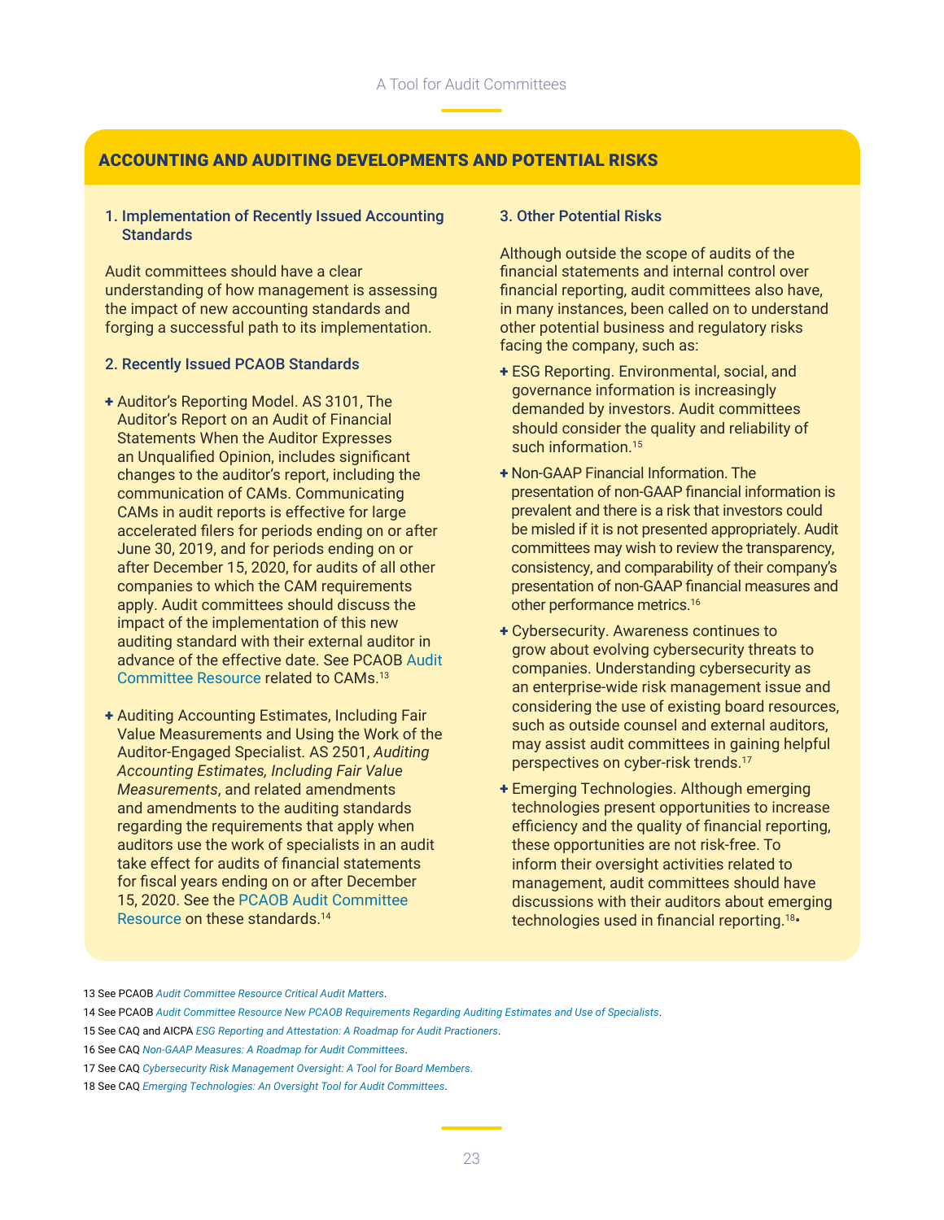## ACCOUNTING AND AUDITING DEVELOPMENTS AND POTENTIAL RISKS

### 1. Implementation of Recently Issued Accounting Standards

Audit committees should have a clear understanding of how management is assessing the impact of new accounting standards and forging a successful path to its implementation.

### 2. Recently Issued PCAOB Standards

- Auditor's Reporting Model. AS 3101, The Auditor's Report on an Audit of Financial Statements When the Auditor Expresses an Unqualified Opinion, includes significant changes to the auditor's report, including the communication of CAMs. Communicating CAMs in audit reports is effective for large accelerated filers for periods ending on or after June 30, 2019, and for periods ending on or after December 15, 2020, for audits of all other companies to which the CAM requirements apply. Audit committees should discuss the impact of the implementation of this new auditing standard with their external auditor in advance of the effective date. See PCAOB Audit Committee Resource related to CAMs.[13]
- Auditing Accounting Estimates, Including Fair Value Measurements and Using the Work of the Auditor-Engaged Specialist. AS 2501, *Auditing Accounting Estimates, Including Fair Value Measurements*, and related amendments and amendments to the auditing standards regarding the requirements that apply when auditors use the work of specialists in an audit take effect for audits of financial statements for fiscal years ending on or after December 15, 2020. See the PCAOB Audit Committee Resource on these standards.[14]

### 3. Other Potential Risks

Although outside the scope of audits of the financial statements and internal control over financial reporting, audit committees also have, in many instances, been called on to understand other potential business and regulatory risks facing the company, such as:

- ESG Reporting. Environmental, social, and governance information is increasingly demanded by investors. Audit committees should consider the quality and reliability of such information.[15]
- Non-GAAP Financial Information. The presentation of non-GAAP financial information is prevalent and there is a risk that investors could be misled if it is not presented appropriately. Audit committees may wish to review the transparency, consistency, and comparability of their company's presentation of non-GAAP financial measures and other performance metrics.[16]
- Cybersecurity. Awareness continues to grow about evolving cybersecurity threats to companies. Understanding cybersecurity as an enterprise-wide risk management issue and considering the use of existing board resources, such as outside counsel and external auditors, may assist audit committees in gaining helpful perspectives on cyber-risk trends.[17]
- Emerging Technologies. Although emerging technologies present opportunities to increase efficiency and the quality of financial reporting, these opportunities are not risk-free. To inform their oversight activities related to management, audit committees should have discussions with their auditors about emerging technologies used in financial reporting.[18]•

---

13 See PCAOB *Audit Committee Resource Critical Audit Matters*.

14 See PCAOB *Audit Committee Resource New PCAOB Requirements Regarding Auditing Estimates and Use of Specialists*.

15 See CAQ and AICPA *ESG Reporting and Attestation: A Roadmap for Audit Practioners*.

16 See CAQ *Non-GAAP Measures: A Roadmap for Audit Committees*.

17 See CAQ *Cybersecurity Risk Management Oversight: A Tool for Board Members*.

18 See CAQ *Emerging Technologies: An Oversight Tool for Audit Committees*.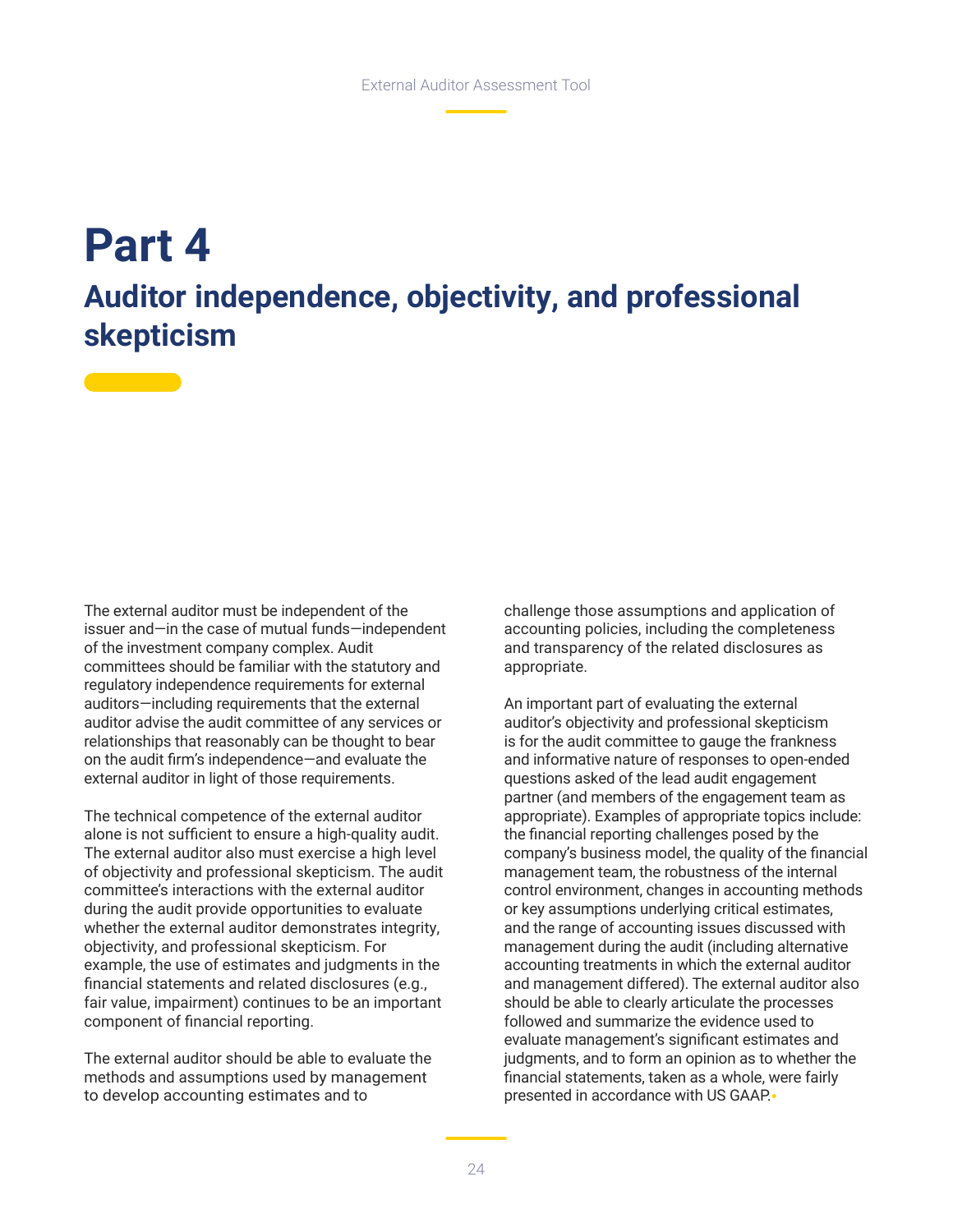# Part 4

## Auditor independence, objectivity, and professional skepticism

The external auditor must be independent of the issuer and—in the case of mutual funds—independent of the investment company complex. Audit committees should be familiar with the statutory and regulatory independence requirements for external auditors—including requirements that the external auditor advise the audit committee of any services or relationships that reasonably can be thought to bear on the audit firm's independence—and evaluate the external auditor in light of those requirements.

The technical competence of the external auditor alone is not sufficient to ensure a high-quality audit. The external auditor also must exercise a high level of objectivity and professional skepticism. The audit committee's interactions with the external auditor during the audit provide opportunities to evaluate whether the external auditor demonstrates integrity, objectivity, and professional skepticism. For example, the use of estimates and judgments in the financial statements and related disclosures (e.g., fair value, impairment) continues to be an important component of financial reporting.

The external auditor should be able to evaluate the methods and assumptions used by management to develop accounting estimates and to challenge those assumptions and application of accounting policies, including the completeness and transparency of the related disclosures as appropriate.

An important part of evaluating the external auditor's objectivity and professional skepticism is for the audit committee to gauge the frankness and informative nature of responses to open-ended questions asked of the lead audit engagement partner (and members of the engagement team as appropriate). Examples of appropriate topics include: the financial reporting challenges posed by the company's business model, the quality of the financial management team, the robustness of the internal control environment, changes in accounting methods or key assumptions underlying critical estimates, and the range of accounting issues discussed with management during the audit (including alternative accounting treatments in which the external auditor and management differed). The external auditor also should be able to clearly articulate the processes followed and summarize the evidence used to evaluate management's significant estimates and judgments, and to form an opinion as to whether the financial statements, taken as a whole, were fairly presented in accordance with US GAAP.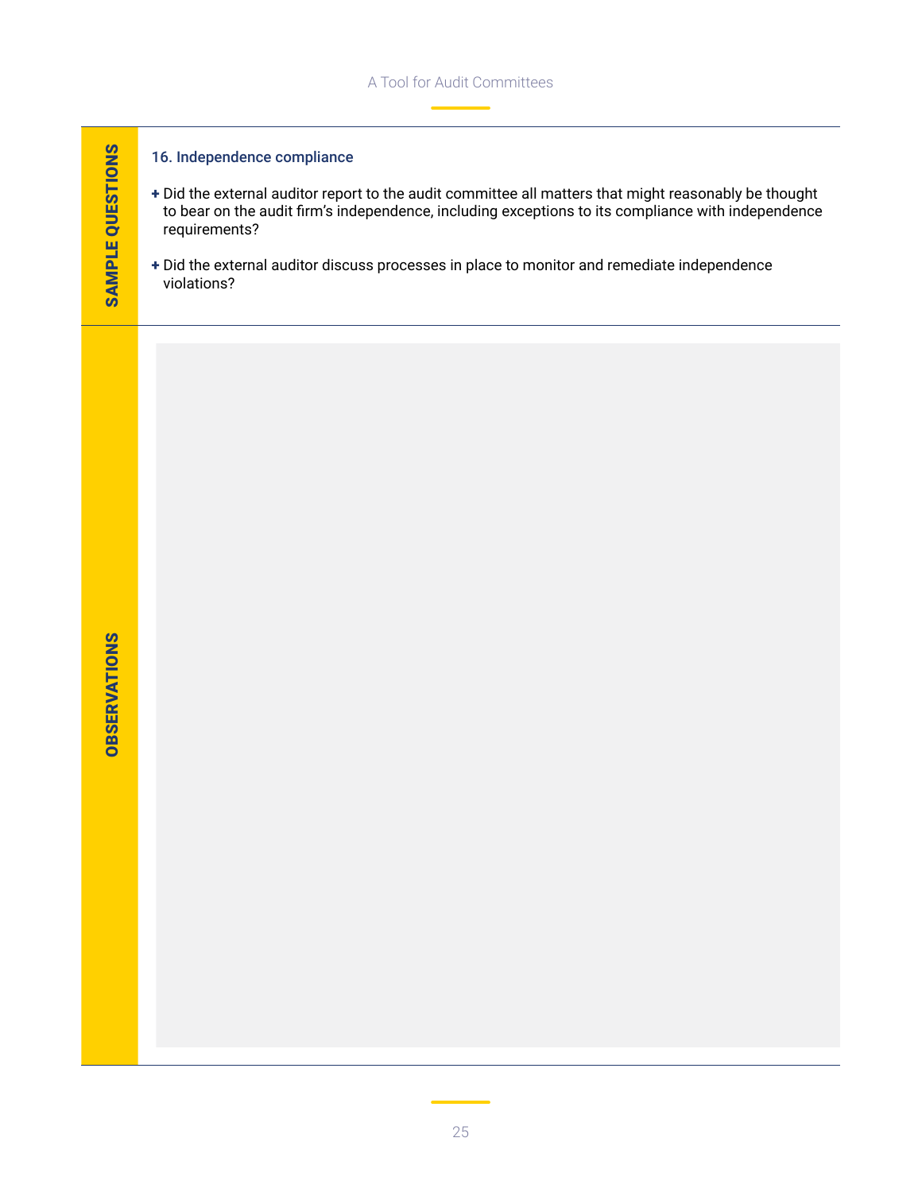**SAMPLE QUESTIONS**

### 16. Independence compliance

- Did the external auditor report to the audit committee all matters that might reasonably be thought to bear on the audit firm's independence, including exceptions to its compliance with independence requirements?
- Did the external auditor discuss processes in place to monitor and remediate independence violations?

**OBSERVATIONS**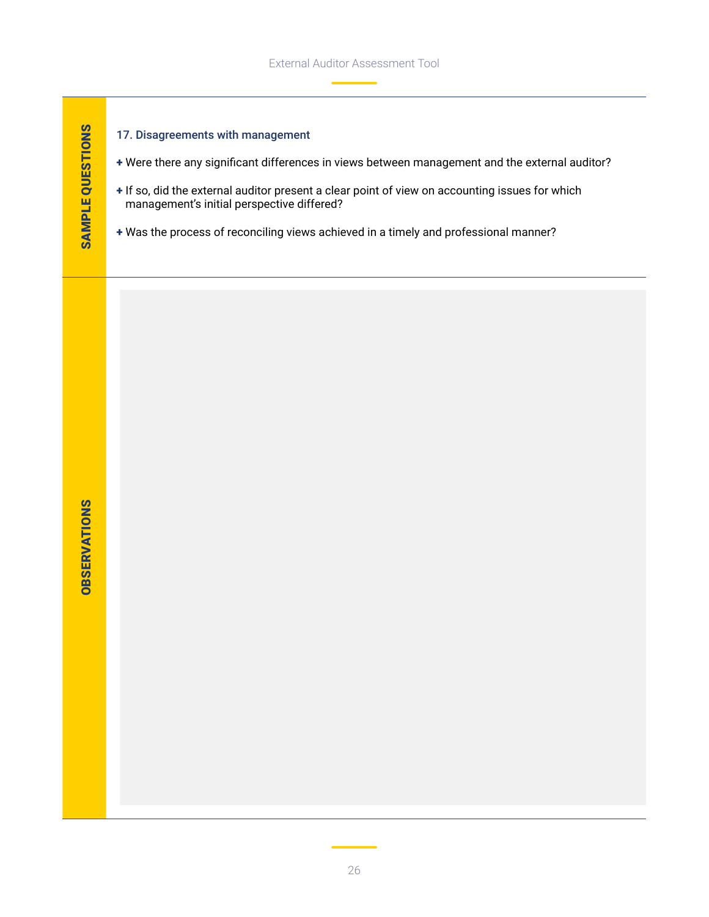**SAMPLE QUESTIONS**

### 17. Disagreements with management

- Were there any significant differences in views between management and the external auditor?
- If so, did the external auditor present a clear point of view on accounting issues for which management's initial perspective differed?
- Was the process of reconciling views achieved in a timely and professional manner?

**OBSERVATIONS**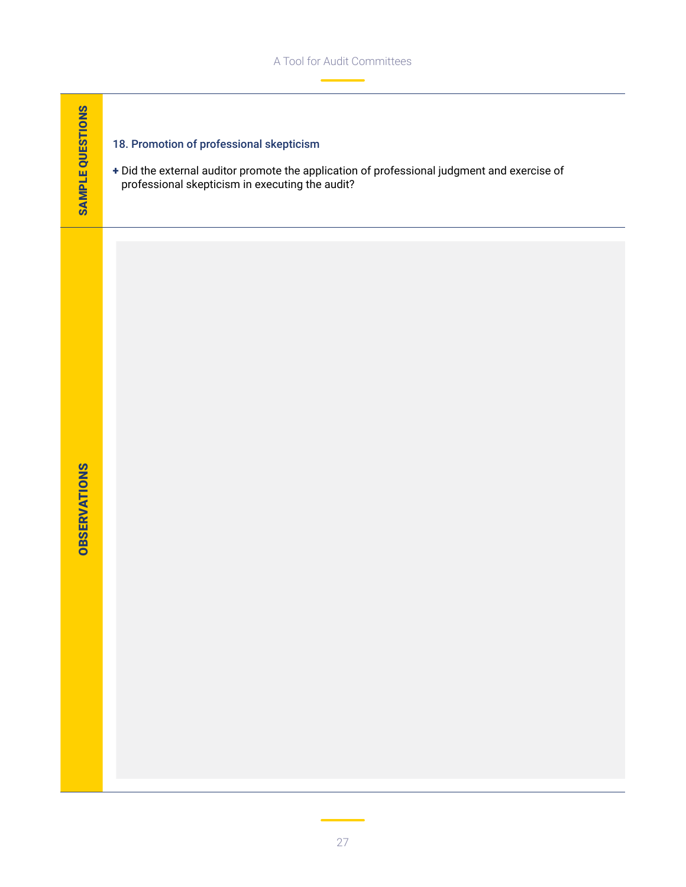**SAMPLE QUESTIONS**

### 18. Promotion of professional skepticism

- Did the external auditor promote the application of professional judgment and exercise of professional skepticism in executing the audit?

**OBSERVATIONS**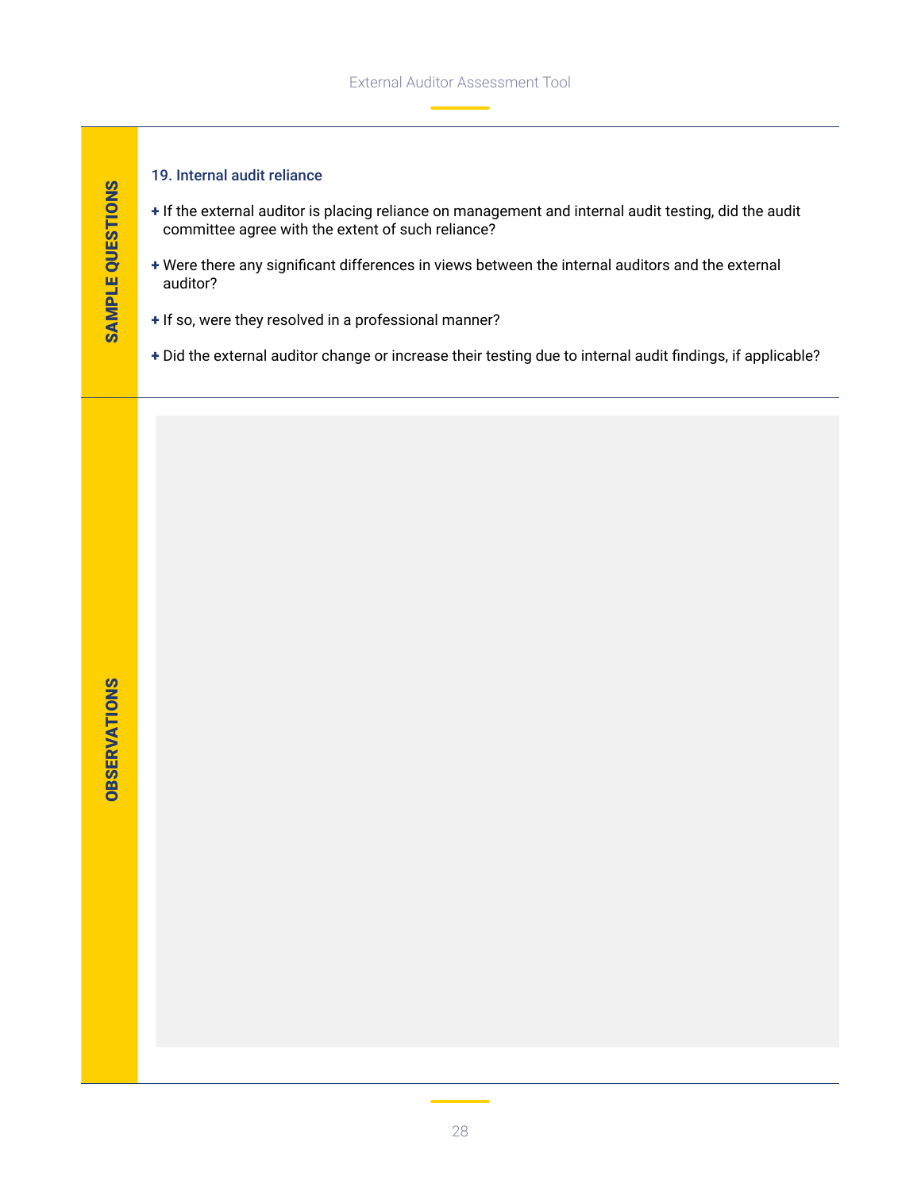**SAMPLE QUESTIONS**

### 19. Internal audit reliance

- If the external auditor is placing reliance on management and internal audit testing, did the audit committee agree with the extent of such reliance?
- Were there any significant differences in views between the internal auditors and the external auditor?
- If so, were they resolved in a professional manner?
- Did the external auditor change or increase their testing due to internal audit findings, if applicable?

**OBSERVATIONS**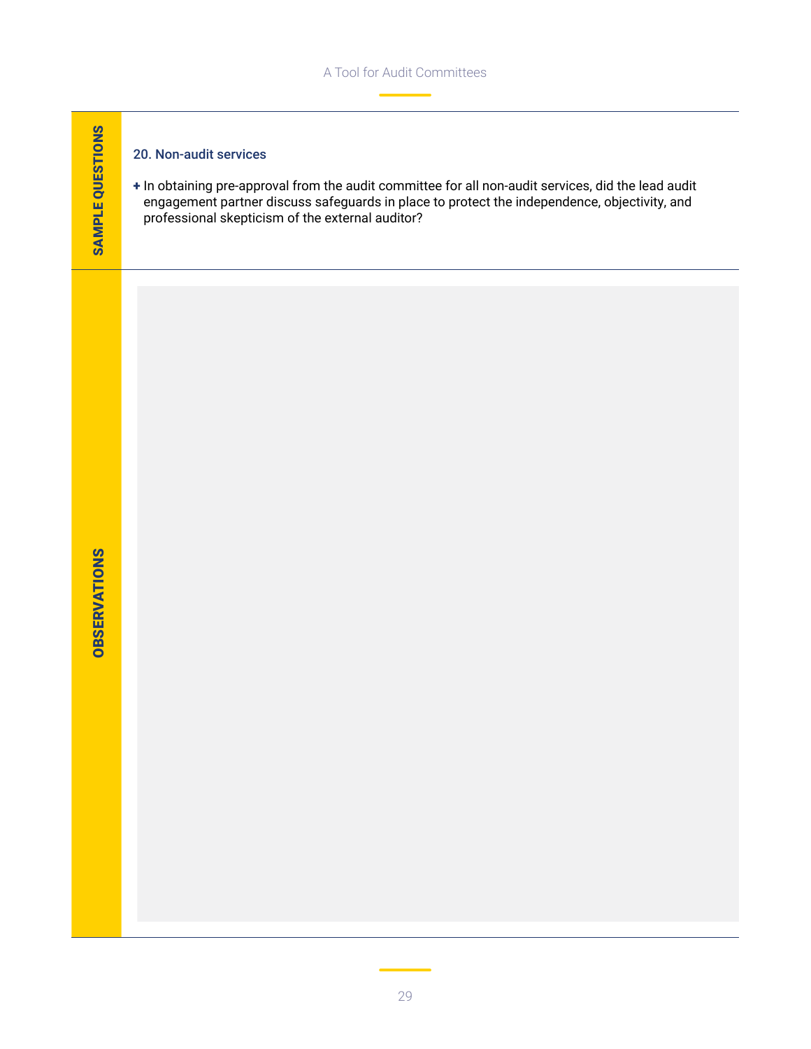**SAMPLE QUESTIONS**

### 20. Non-audit services

+ In obtaining pre-approval from the audit committee for all non-audit services, did the lead audit engagement partner discuss safeguards in place to protect the independence, objectivity, and professional skepticism of the external auditor?

**OBSERVATIONS**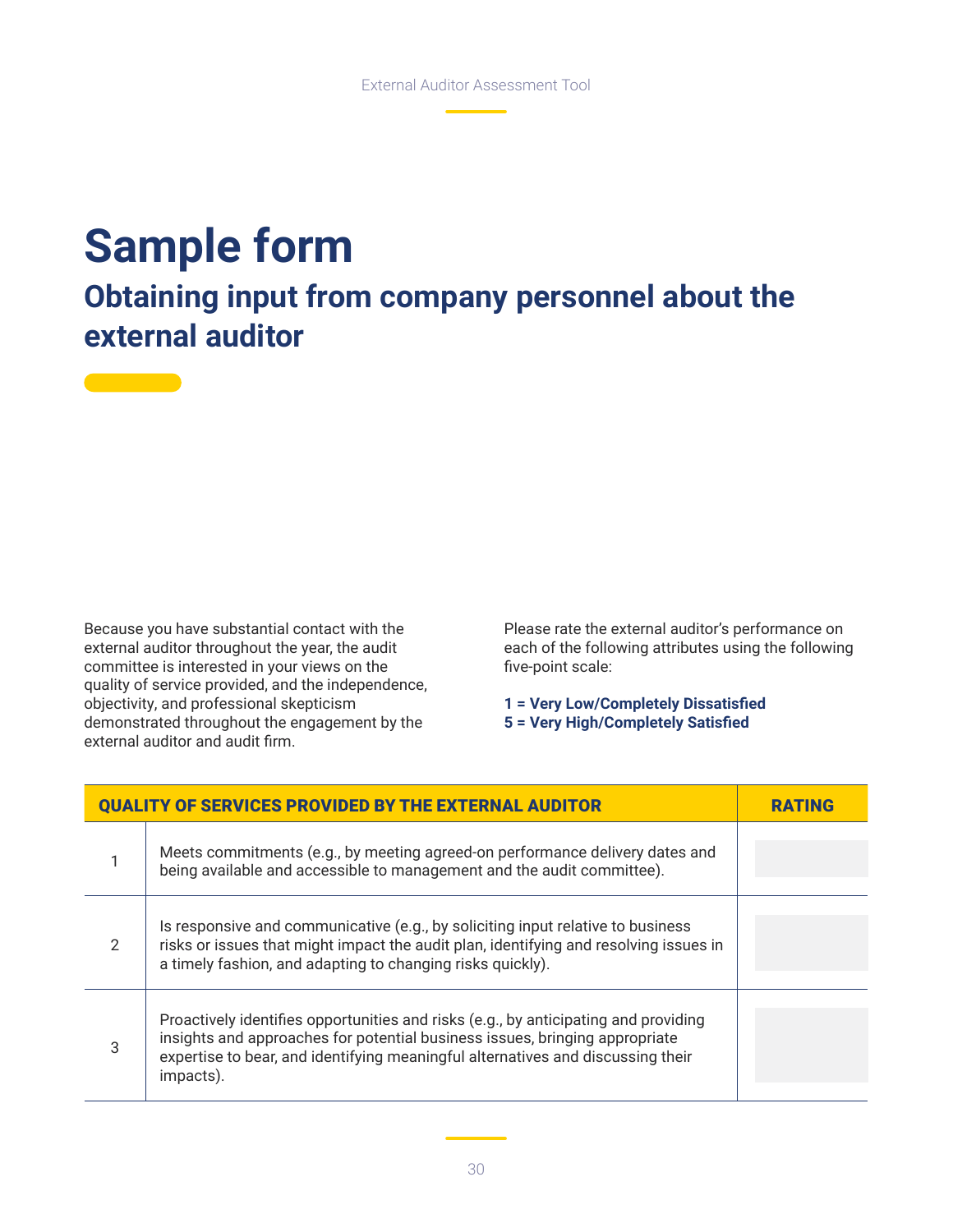# Sample form

## Obtaining input from company personnel about the external auditor

Because you have substantial contact with the external auditor throughout the year, the audit committee is interested in your views on the quality of service provided, and the independence, objectivity, and professional skepticism demonstrated throughout the engagement by the external auditor and audit firm.

Please rate the external auditor's performance on each of the following attributes using the following five-point scale:

**1 = Very Low/Completely Dissatisfied**
**5 = Very High/Completely Satisfied**

| | QUALITY OF SERVICES PROVIDED BY THE EXTERNAL AUDITOR | RATING |
|---|---|---|
| 1 | Meets commitments (e.g., by meeting agreed-on performance delivery dates and being available and accessible to management and the audit committee). | |
| 2 | Is responsive and communicative (e.g., by soliciting input relative to business risks or issues that might impact the audit plan, identifying and resolving issues in a timely fashion, and adapting to changing risks quickly). | |
| 3 | Proactively identifies opportunities and risks (e.g., by anticipating and providing insights and approaches for potential business issues, bringing appropriate expertise to bear, and identifying meaningful alternatives and discussing their impacts). | |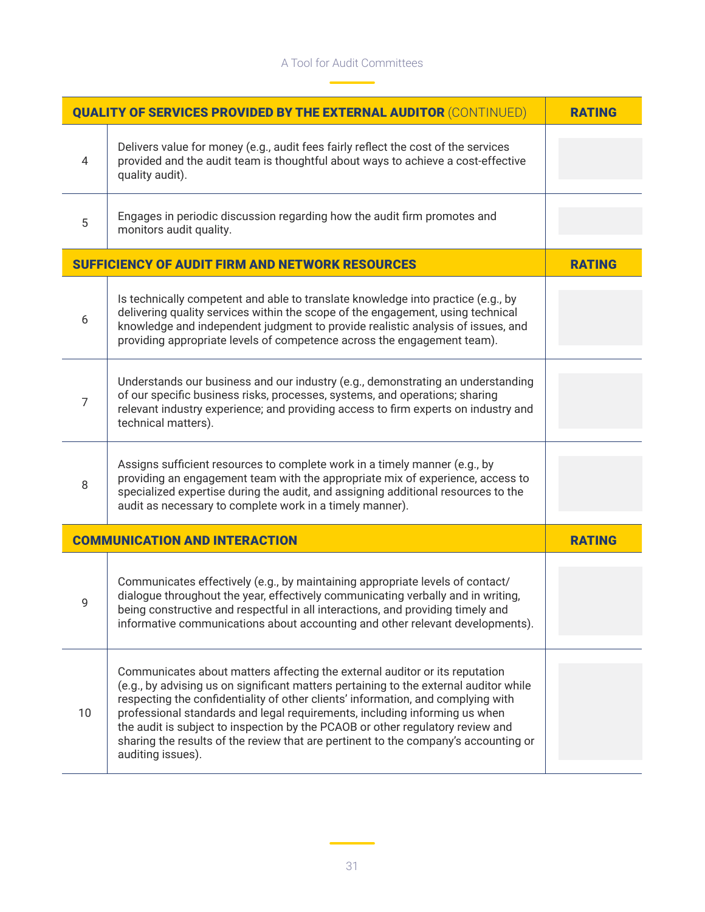| | QUALITY OF SERVICES PROVIDED BY THE EXTERNAL AUDITOR (CONTINUED) | RATING |
|---|---|---|
| 4 | Delivers value for money (e.g., audit fees fairly reflect the cost of the services provided and the audit team is thoughtful about ways to achieve a cost-effective quality audit). | |
| 5 | Engages in periodic discussion regarding how the audit firm promotes and monitors audit quality. | |
| | **SUFFICIENCY OF AUDIT FIRM AND NETWORK RESOURCES** | **RATING** |
| 6 | Is technically competent and able to translate knowledge into practice (e.g., by delivering quality services within the scope of the engagement, using technical knowledge and independent judgment to provide realistic analysis of issues, and providing appropriate levels of competence across the engagement team). | |
| 7 | Understands our business and our industry (e.g., demonstrating an understanding of our specific business risks, processes, systems, and operations; sharing relevant industry experience; and providing access to firm experts on industry and technical matters). | |
| 8 | Assigns sufficient resources to complete work in a timely manner (e.g., by providing an engagement team with the appropriate mix of experience, access to specialized expertise during the audit, and assigning additional resources to the audit as necessary to complete work in a timely manner). | |
| | **COMMUNICATION AND INTERACTION** | **RATING** |
| 9 | Communicates effectively (e.g., by maintaining appropriate levels of contact/dialogue throughout the year, effectively communicating verbally and in writing, being constructive and respectful in all interactions, and providing timely and informative communications about accounting and other relevant developments). | |
| 10 | Communicates about matters affecting the external auditor or its reputation (e.g., by advising us on significant matters pertaining to the external auditor while respecting the confidentiality of other clients' information, and complying with professional standards and legal requirements, including informing us when the audit is subject to inspection by the PCAOB or other regulatory review and sharing the results of the review that are pertinent to the company's accounting or auditing issues). | |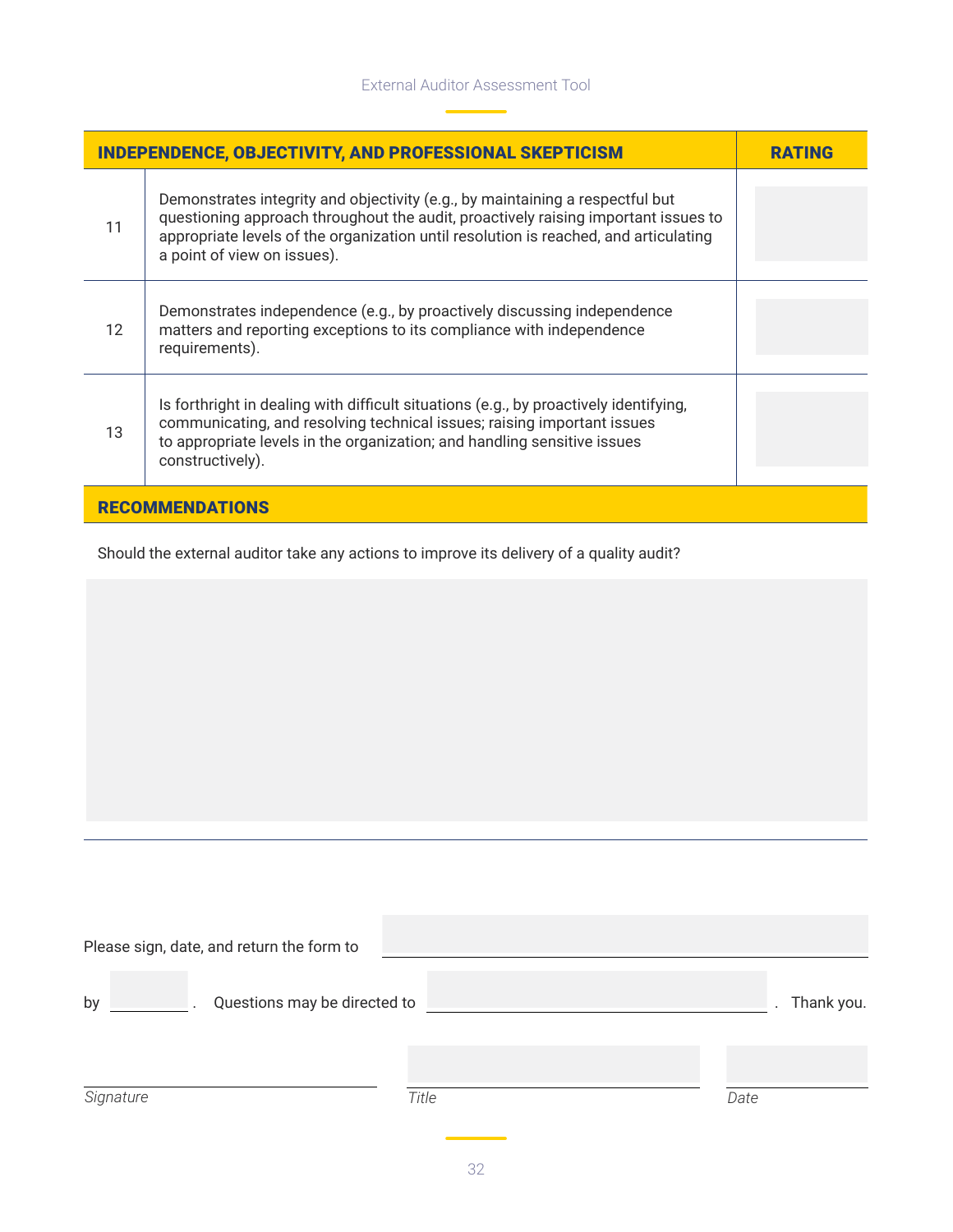| | INDEPENDENCE, OBJECTIVITY, AND PROFESSIONAL SKEPTICISM | RATING |
|---|---|---|
| 11 | Demonstrates integrity and objectivity (e.g., by maintaining a respectful but questioning approach throughout the audit, proactively raising important issues to appropriate levels of the organization until resolution is reached, and articulating a point of view on issues). | |
| 12 | Demonstrates independence (e.g., by proactively discussing independence matters and reporting exceptions to its compliance with independence requirements). | |
| 13 | Is forthright in dealing with difficult situations (e.g., by proactively identifying, communicating, and resolving technical issues; raising important issues to appropriate levels in the organization; and handling sensitive issues constructively). | |

## RECOMMENDATIONS

Should the external auditor take any actions to improve its delivery of a quality audit?

Please sign, date, and return the form to ______________________

by __________ . Questions may be directed to ______________________ . Thank you.

______________________ ______________________ __________

*Signature* *Title* *Date*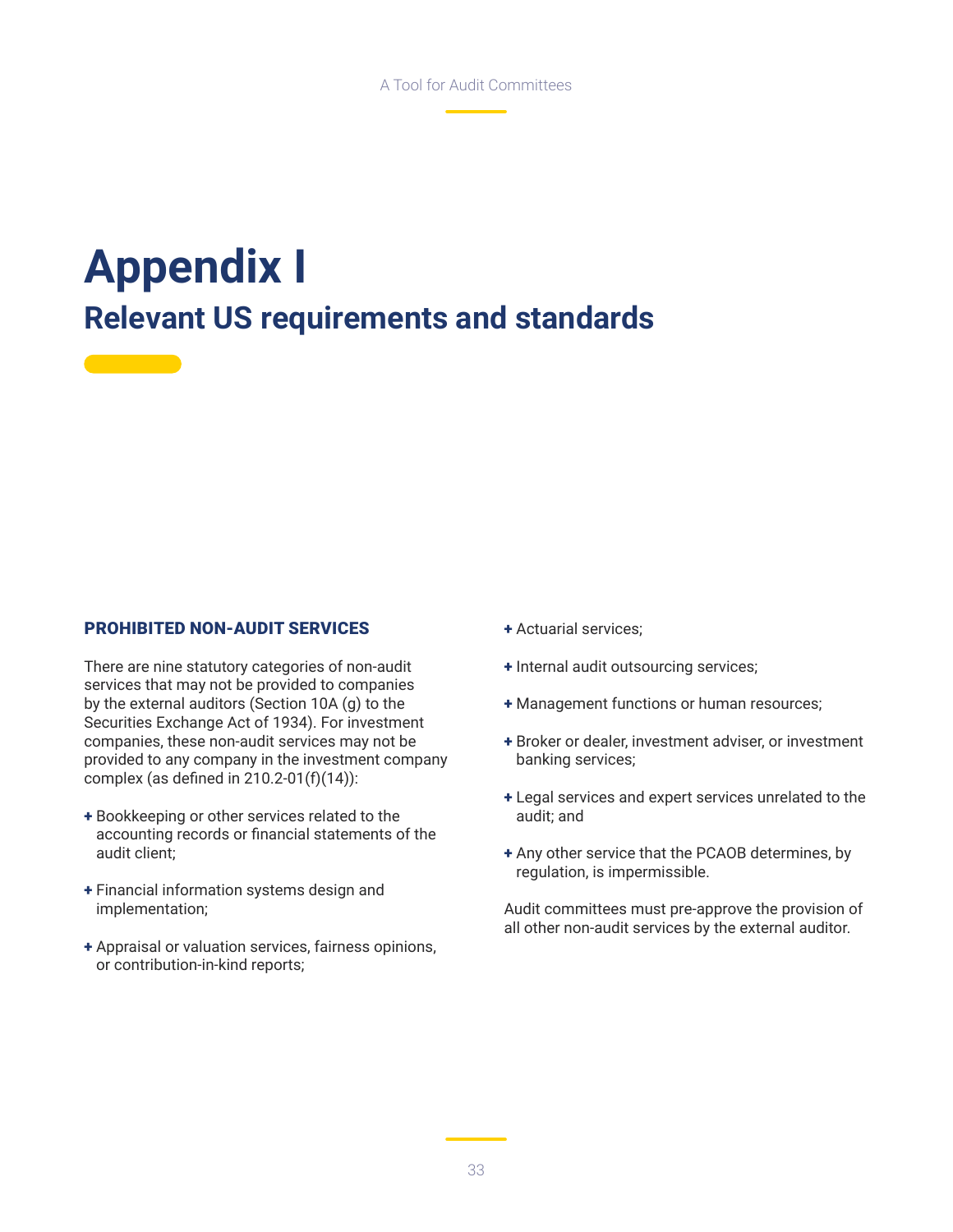# Appendix I

## Relevant US requirements and standards

### PROHIBITED NON-AUDIT SERVICES

There are nine statutory categories of non-audit services that may not be provided to companies by the external auditors (Section 10A (g) to the Securities Exchange Act of 1934). For investment companies, these non-audit services may not be provided to any company in the investment company complex (as defined in 210.2-01(f)(14)):

- Bookkeeping or other services related to the accounting records or financial statements of the audit client;
- Financial information systems design and implementation;
- Appraisal or valuation services, fairness opinions, or contribution-in-kind reports;
- Actuarial services;
- Internal audit outsourcing services;
- Management functions or human resources;
- Broker or dealer, investment adviser, or investment banking services;
- Legal services and expert services unrelated to the audit; and
- Any other service that the PCAOB determines, by regulation, is impermissible.

Audit committees must pre-approve the provision of all other non-audit services by the external auditor.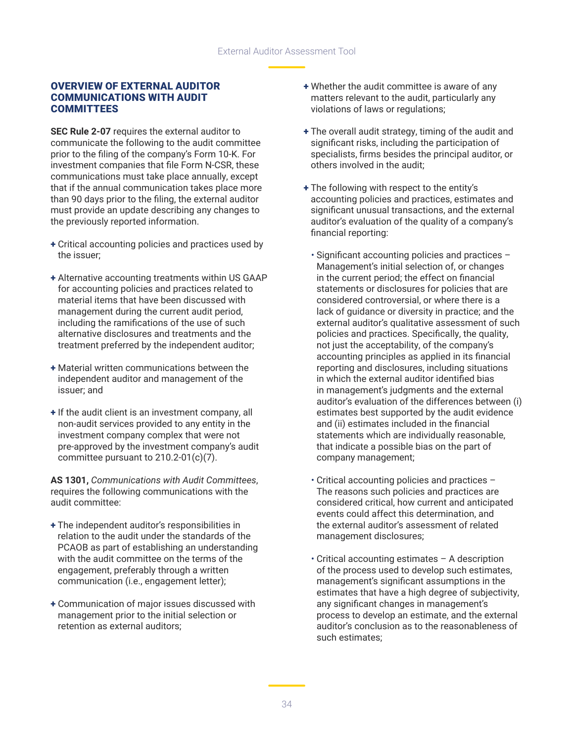## OVERVIEW OF EXTERNAL AUDITOR COMMUNICATIONS WITH AUDIT COMMITTEES

**SEC Rule 2-07** requires the external auditor to communicate the following to the audit committee prior to the filing of the company's Form 10-K. For investment companies that file Form N-CSR, these communications must take place annually, except that if the annual communication takes place more than 90 days prior to the filing, the external auditor must provide an update describing any changes to the previously reported information.

- Critical accounting policies and practices used by the issuer;
- Alternative accounting treatments within US GAAP for accounting policies and practices related to material items that have been discussed with management during the current audit period, including the ramifications of the use of such alternative disclosures and treatments and the treatment preferred by the independent auditor;
- Material written communications between the independent auditor and management of the issuer; and
- If the audit client is an investment company, all non-audit services provided to any entity in the investment company complex that were not pre-approved by the investment company's audit committee pursuant to 210.2-01(c)(7).

**AS 1301,** *Communications with Audit Committees*, requires the following communications with the audit committee:

- The independent auditor's responsibilities in relation to the audit under the standards of the PCAOB as part of establishing an understanding with the audit committee on the terms of the engagement, preferably through a written communication (i.e., engagement letter);
- Communication of major issues discussed with management prior to the initial selection or retention as external auditors;
- Whether the audit committee is aware of any matters relevant to the audit, particularly any violations of laws or regulations;
- The overall audit strategy, timing of the audit and significant risks, including the participation of specialists, firms besides the principal auditor, or others involved in the audit;
- The following with respect to the entity's accounting policies and practices, estimates and significant unusual transactions, and the external auditor's evaluation of the quality of a company's financial reporting:
  - Significant accounting policies and practices – Management's initial selection of, or changes in the current period; the effect on financial statements or disclosures for policies that are considered controversial, or where there is a lack of guidance or diversity in practice; and the external auditor's qualitative assessment of such policies and practices. Specifically, the quality, not just the acceptability, of the company's accounting principles as applied in its financial reporting and disclosures, including situations in which the external auditor identified bias in management's judgments and the external auditor's evaluation of the differences between (i) estimates best supported by the audit evidence and (ii) estimates included in the financial statements which are individually reasonable, that indicate a possible bias on the part of company management;
  - Critical accounting policies and practices – The reasons such policies and practices are considered critical, how current and anticipated events could affect this determination, and the external auditor's assessment of related management disclosures;
  - Critical accounting estimates – A description of the process used to develop such estimates, management's significant assumptions in the estimates that have a high degree of subjectivity, any significant changes in management's process to develop an estimate, and the external auditor's conclusion as to the reasonableness of such estimates;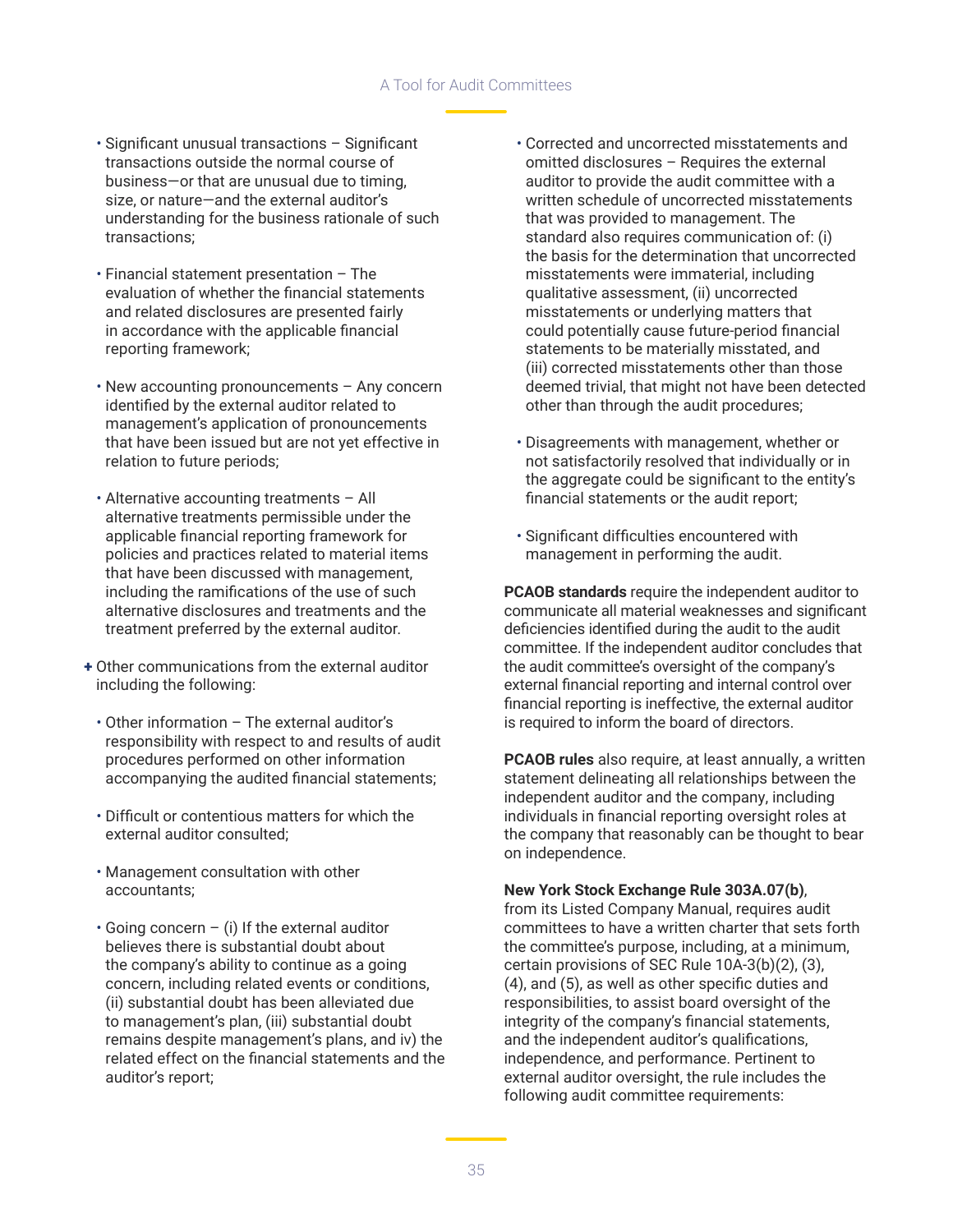- Significant unusual transactions – Significant transactions outside the normal course of business—or that are unusual due to timing, size, or nature—and the external auditor's understanding for the business rationale of such transactions;
- Financial statement presentation – The evaluation of whether the financial statements and related disclosures are presented fairly in accordance with the applicable financial reporting framework;
- New accounting pronouncements – Any concern identified by the external auditor related to management's application of pronouncements that have been issued but are not yet effective in relation to future periods;
- Alternative accounting treatments – All alternative treatments permissible under the applicable financial reporting framework for policies and practices related to material items that have been discussed with management, including the ramifications of the use of such alternative disclosures and treatments and the treatment preferred by the external auditor.

+ Other communications from the external auditor including the following:
  - Other information – The external auditor's responsibility with respect to and results of audit procedures performed on other information accompanying the audited financial statements;
  - Difficult or contentious matters for which the external auditor consulted;
  - Management consultation with other accountants;
  - Going concern – (i) If the external auditor believes there is substantial doubt about the company's ability to continue as a going concern, including related events or conditions, (ii) substantial doubt has been alleviated due to management's plan, (iii) substantial doubt remains despite management's plans, and iv) the related effect on the financial statements and the auditor's report;
  - Corrected and uncorrected misstatements and omitted disclosures – Requires the external auditor to provide the audit committee with a written schedule of uncorrected misstatements that was provided to management. The standard also requires communication of: (i) the basis for the determination that uncorrected misstatements were immaterial, including qualitative assessment, (ii) uncorrected misstatements or underlying matters that could potentially cause future-period financial statements to be materially misstated, and (iii) corrected misstatements other than those deemed trivial, that might not have been detected other than through the audit procedures;
  - Disagreements with management, whether or not satisfactorily resolved that individually or in the aggregate could be significant to the entity's financial statements or the audit report;
  - Significant difficulties encountered with management in performing the audit.

**PCAOB standards** require the independent auditor to communicate all material weaknesses and significant deficiencies identified during the audit to the audit committee. If the independent auditor concludes that the audit committee's oversight of the company's external financial reporting and internal control over financial reporting is ineffective, the external auditor is required to inform the board of directors.

**PCAOB rules** also require, at least annually, a written statement delineating all relationships between the independent auditor and the company, including individuals in financial reporting oversight roles at the company that reasonably can be thought to bear on independence.

**New York Stock Exchange Rule 303A.07(b)**, from its Listed Company Manual, requires audit committees to have a written charter that sets forth the committee's purpose, including, at a minimum, certain provisions of SEC Rule 10A-3(b)(2), (3), (4), and (5), as well as other specific duties and responsibilities, to assist board oversight of the integrity of the company's financial statements, and the independent auditor's qualifications, independence, and performance. Pertinent to external auditor oversight, the rule includes the following audit committee requirements: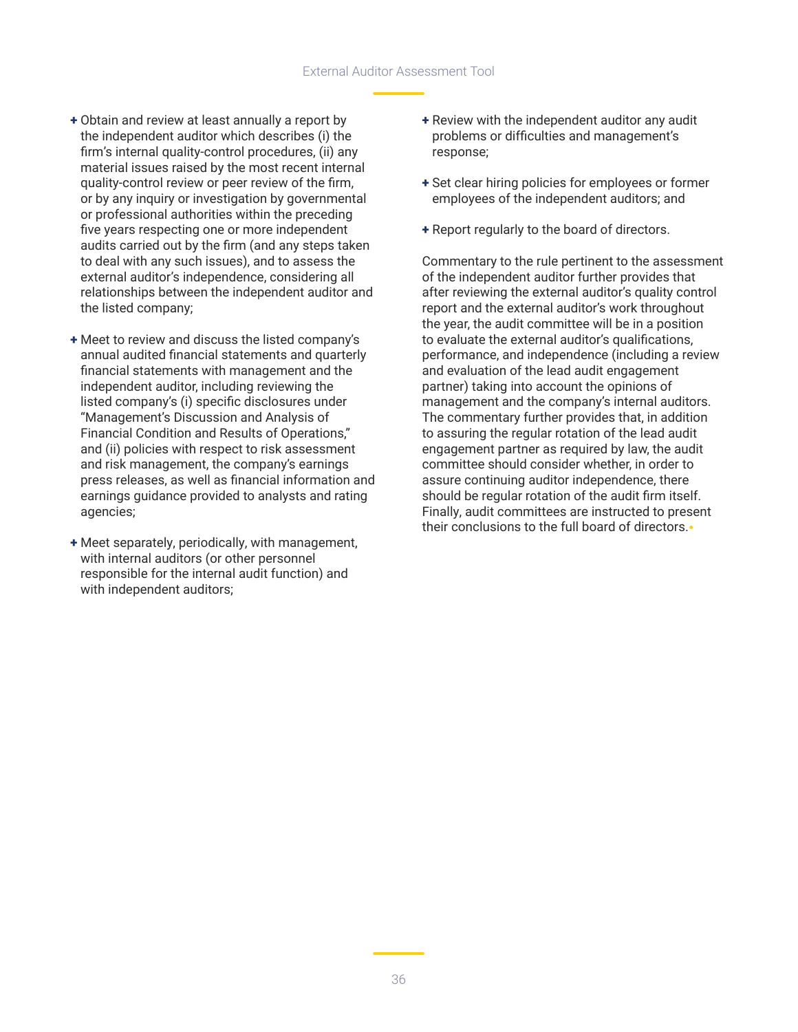- Obtain and review at least annually a report by the independent auditor which describes (i) the firm's internal quality-control procedures, (ii) any material issues raised by the most recent internal quality-control review or peer review of the firm, or by any inquiry or investigation by governmental or professional authorities within the preceding five years respecting one or more independent audits carried out by the firm (and any steps taken to deal with any such issues), and to assess the external auditor's independence, considering all relationships between the independent auditor and the listed company;

- Meet to review and discuss the listed company's annual audited financial statements and quarterly financial statements with management and the independent auditor, including reviewing the listed company's (i) specific disclosures under "Management's Discussion and Analysis of Financial Condition and Results of Operations," and (ii) policies with respect to risk assessment and risk management, the company's earnings press releases, as well as financial information and earnings guidance provided to analysts and rating agencies;

- Meet separately, periodically, with management, with internal auditors (or other personnel responsible for the internal audit function) and with independent auditors;

- Review with the independent auditor any audit problems or difficulties and management's response;

- Set clear hiring policies for employees or former employees of the independent auditors; and

- Report regularly to the board of directors.

Commentary to the rule pertinent to the assessment of the independent auditor further provides that after reviewing the external auditor's quality control report and the external auditor's work throughout the year, the audit committee will be in a position to evaluate the external auditor's qualifications, performance, and independence (including a review and evaluation of the lead audit engagement partner) taking into account the opinions of management and the company's internal auditors. The commentary further provides that, in addition to assuring the regular rotation of the lead audit engagement partner as required by law, the audit committee should consider whether, in order to assure continuing auditor independence, there should be regular rotation of the audit firm itself. Finally, audit committees are instructed to present their conclusions to the full board of directors.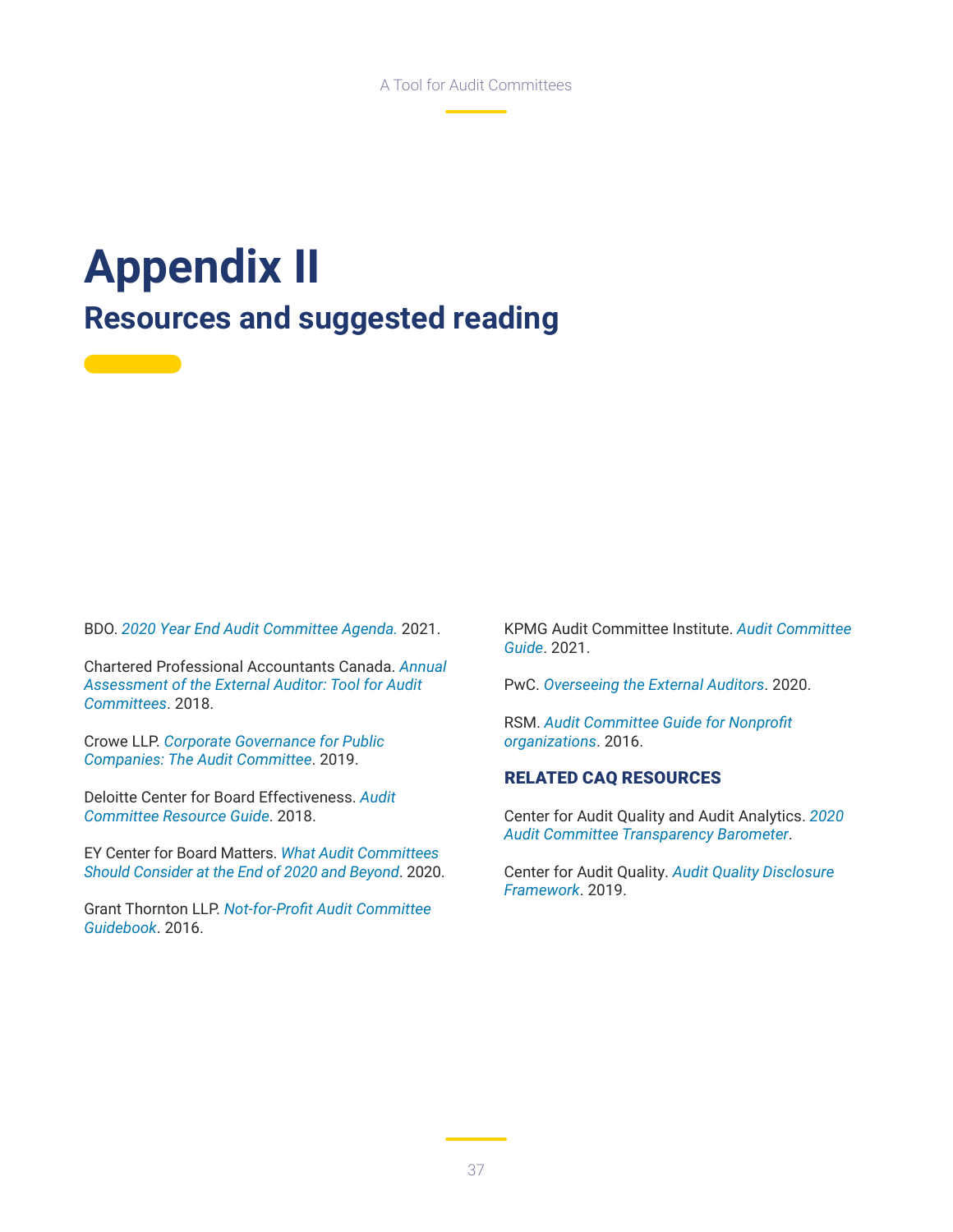# Appendix II

## Resources and suggested reading

BDO. *2020 Year End Audit Committee Agenda.* 2021.

Chartered Professional Accountants Canada. *Annual Assessment of the External Auditor: Tool for Audit Committees*. 2018.

Crowe LLP. *Corporate Governance for Public Companies: The Audit Committee*. 2019.

Deloitte Center for Board Effectiveness. *Audit Committee Resource Guide*. 2018.

EY Center for Board Matters. *What Audit Committees Should Consider at the End of 2020 and Beyond*. 2020.

Grant Thornton LLP. *Not-for-Profit Audit Committee Guidebook*. 2016.

KPMG Audit Committee Institute. *Audit Committee Guide*. 2021.

PwC. *Overseeing the External Auditors*. 2020.

RSM. *Audit Committee Guide for Nonprofit organizations*. 2016.

### RELATED CAQ RESOURCES

Center for Audit Quality and Audit Analytics. *2020 Audit Committee Transparency Barometer*.

Center for Audit Quality. *Audit Quality Disclosure Framework*. 2019.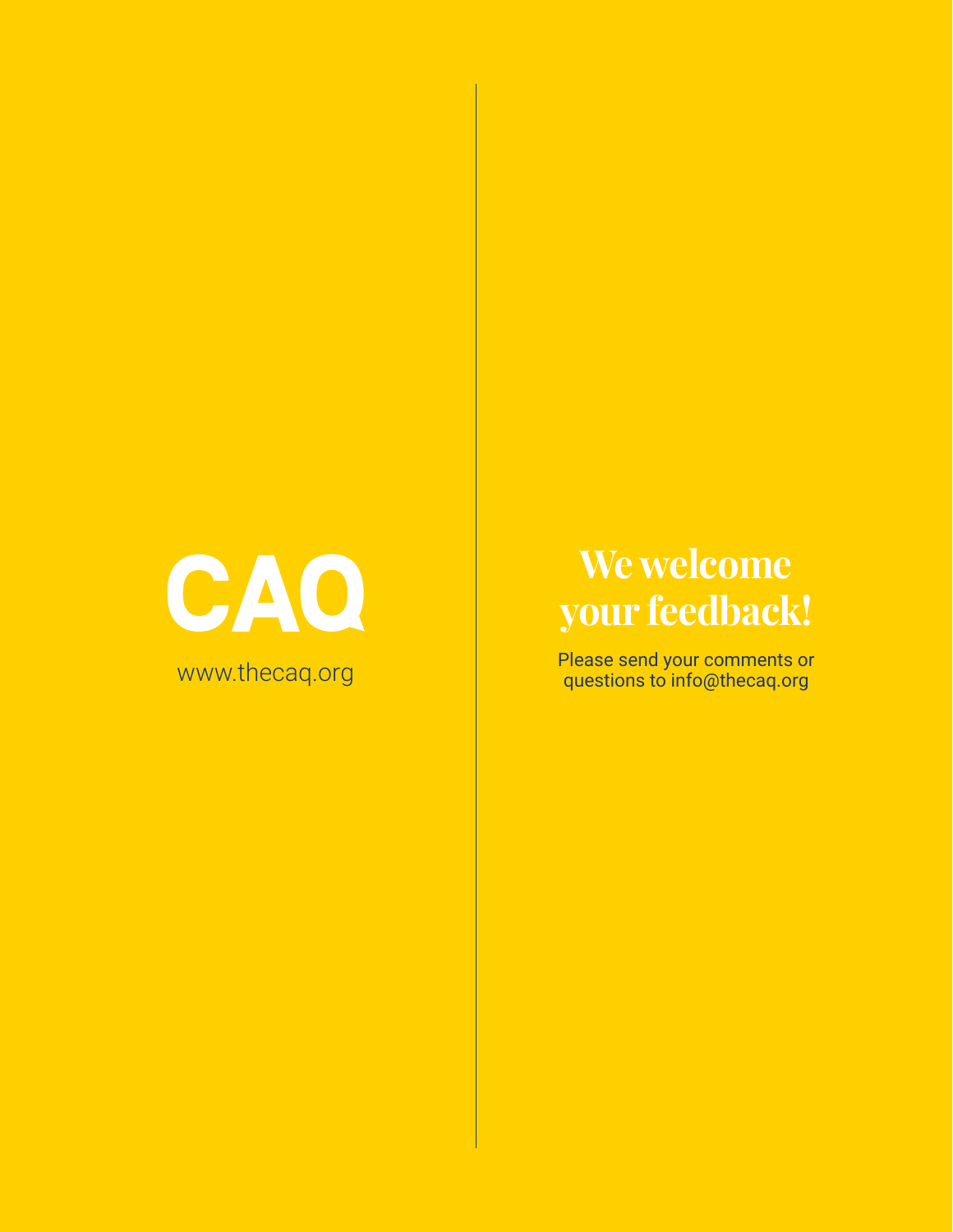CAQ

www.thecaq.org

## We welcome your feedback!

Please send your comments or questions to info@thecaq.org